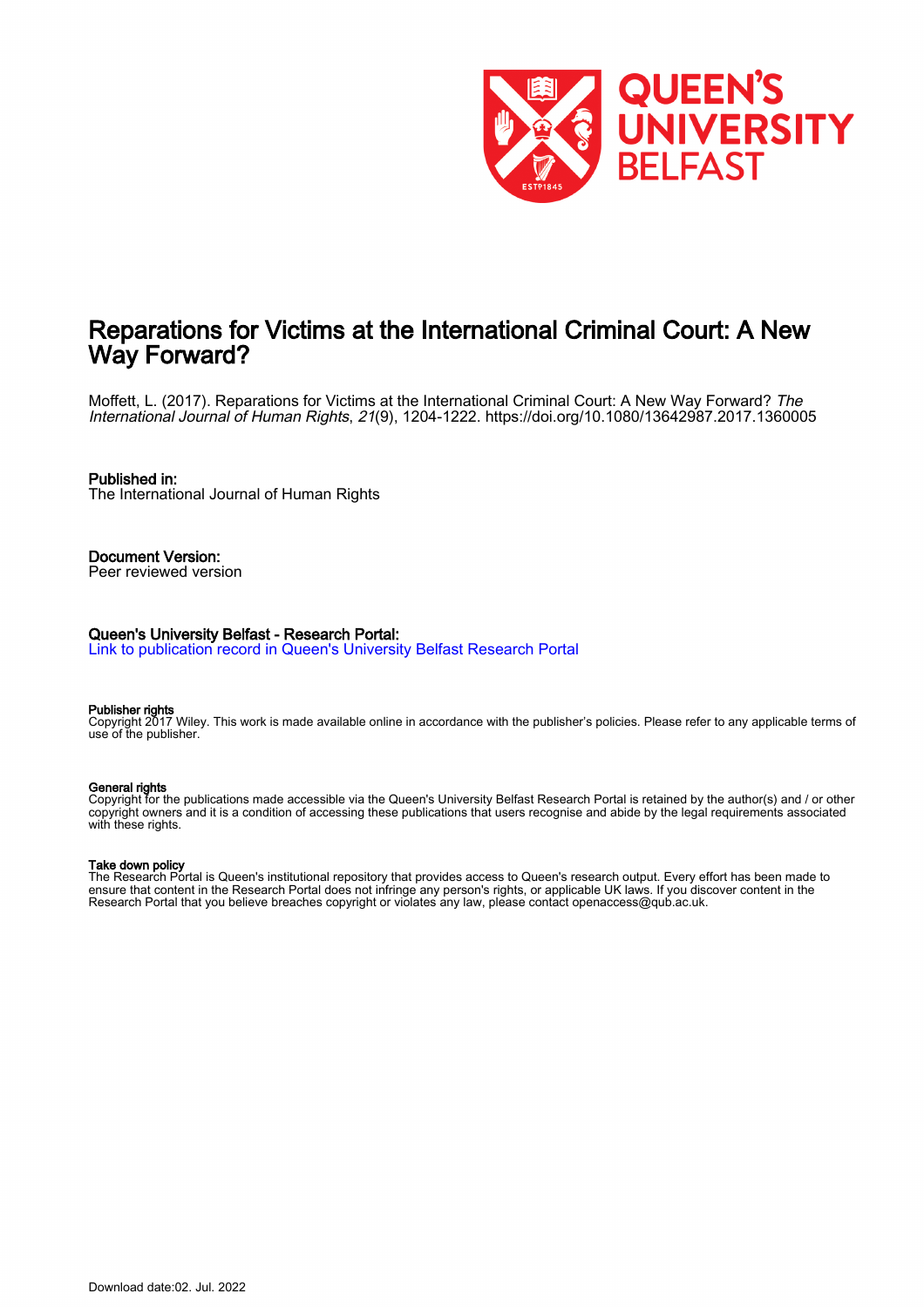# Reparations for Victims at the International Criminal Court: A New Way Forward?

Moffett, L. (2017). Reparations for Victims at the International Criminal Court: A New Way Forward? *The International Journal of Human Rights*, *21*(9), 1204-1222. https://doi.org/10.1080/13642987.2017.1360005

**Published in:**
The International Journal of Human Rights

**Document Version:**
Peer reviewed version

**Queen's University Belfast - Research Portal:**
Link to publication record in Queen's University Belfast Research Portal

**Publisher rights**
Copyright 2017 Wiley. This work is made available online in accordance with the publisher's policies. Please refer to any applicable terms of use of the publisher.

**General rights**
Copyright for the publications made accessible via the Queen's University Belfast Research Portal is retained by the author(s) and / or other copyright owners and it is a condition of accessing these publications that users recognise and abide by the legal requirements associated with these rights.

**Take down policy**
The Research Portal is Queen's institutional repository that provides access to Queen's research output. Every effort has been made to ensure that content in the Research Portal does not infringe any person's rights, or applicable UK laws. If you discover content in the Research Portal that you believe breaches copyright or violates any law, please contact openaccess@qub.ac.uk.

Download date:02. Jul. 2022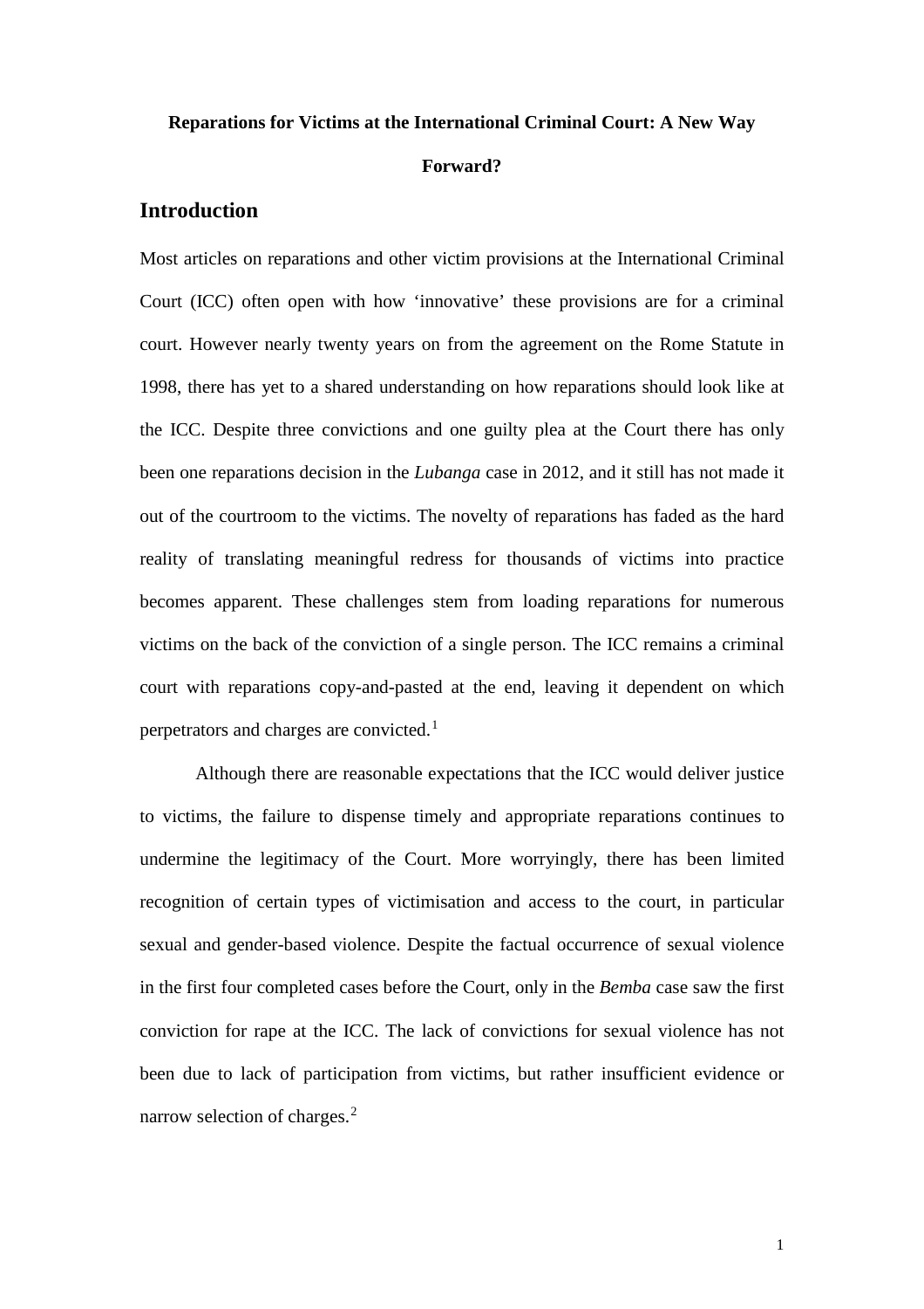**Reparations for Victims at the International Criminal Court: A New Way Forward?**

## Introduction

Most articles on reparations and other victim provisions at the International Criminal Court (ICC) often open with how 'innovative' these provisions are for a criminal court. However nearly twenty years on from the agreement on the Rome Statute in 1998, there has yet to a shared understanding on how reparations should look like at the ICC. Despite three convictions and one guilty plea at the Court there has only been one reparations decision in the *Lubanga* case in 2012, and it still has not made it out of the courtroom to the victims. The novelty of reparations has faded as the hard reality of translating meaningful redress for thousands of victims into practice becomes apparent. These challenges stem from loading reparations for numerous victims on the back of the conviction of a single person. The ICC remains a criminal court with reparations copy-and-pasted at the end, leaving it dependent on which perpetrators and charges are convicted.[1]

Although there are reasonable expectations that the ICC would deliver justice to victims, the failure to dispense timely and appropriate reparations continues to undermine the legitimacy of the Court. More worryingly, there has been limited recognition of certain types of victimisation and access to the court, in particular sexual and gender-based violence. Despite the factual occurrence of sexual violence in the first four completed cases before the Court, only in the *Bemba* case saw the first conviction for rape at the ICC. The lack of convictions for sexual violence has not been due to lack of participation from victims, but rather insufficient evidence or narrow selection of charges.[2]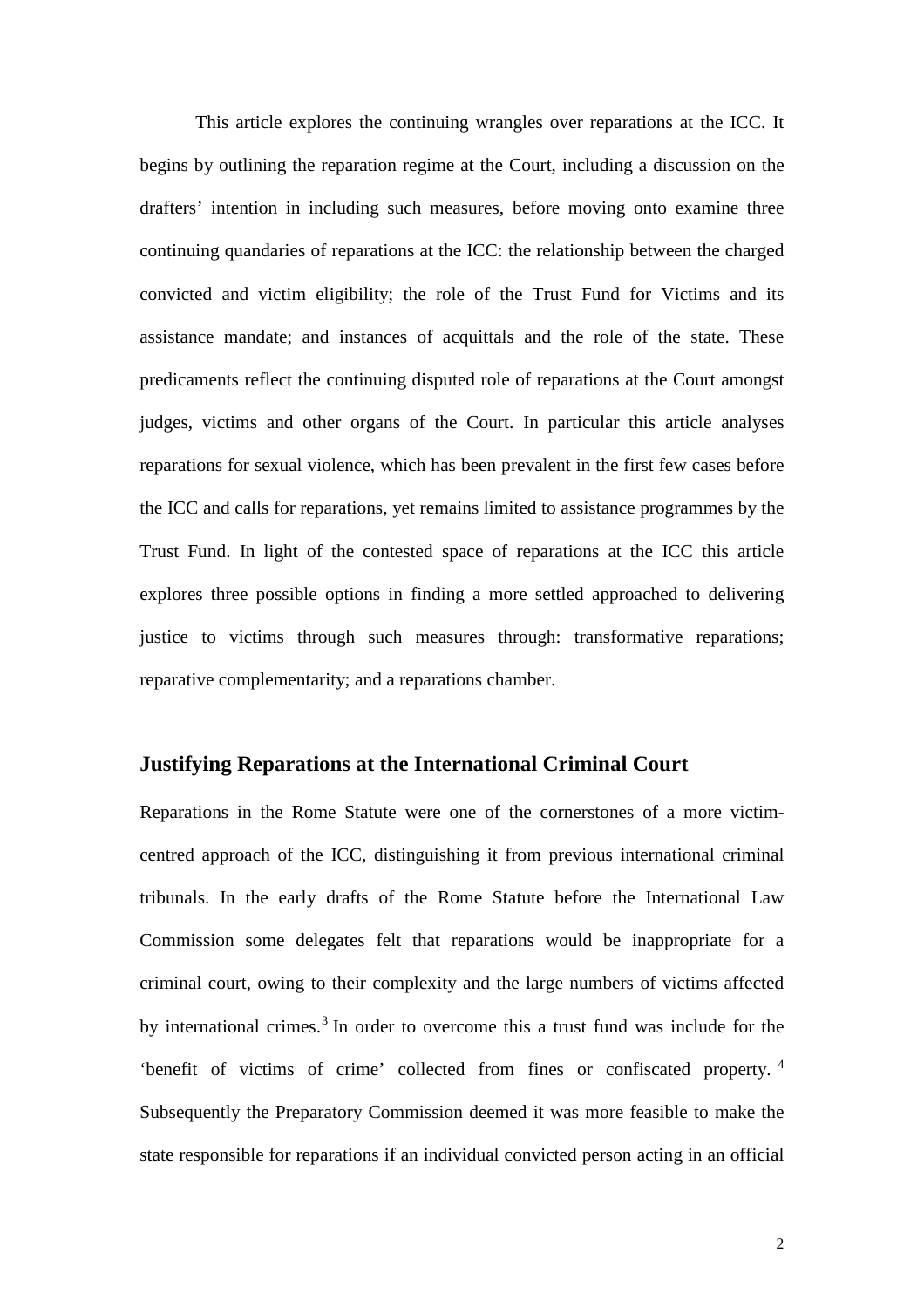This article explores the continuing wrangles over reparations at the ICC. It begins by outlining the reparation regime at the Court, including a discussion on the drafters' intention in including such measures, before moving onto examine three continuing quandaries of reparations at the ICC: the relationship between the charged convicted and victim eligibility; the role of the Trust Fund for Victims and its assistance mandate; and instances of acquittals and the role of the state. These predicaments reflect the continuing disputed role of reparations at the Court amongst judges, victims and other organs of the Court. In particular this article analyses reparations for sexual violence, which has been prevalent in the first few cases before the ICC and calls for reparations, yet remains limited to assistance programmes by the Trust Fund. In light of the contested space of reparations at the ICC this article explores three possible options in finding a more settled approached to delivering justice to victims through such measures through: transformative reparations; reparative complementarity; and a reparations chamber.

## Justifying Reparations at the International Criminal Court

Reparations in the Rome Statute were one of the cornerstones of a more victim-centred approach of the ICC, distinguishing it from previous international criminal tribunals. In the early drafts of the Rome Statute before the International Law Commission some delegates felt that reparations would be inappropriate for a criminal court, owing to their complexity and the large numbers of victims affected by international crimes.[3] In order to overcome this a trust fund was include for the 'benefit of victims of crime' collected from fines or confiscated property.[4] Subsequently the Preparatory Commission deemed it was more feasible to make the state responsible for reparations if an individual convicted person acting in an official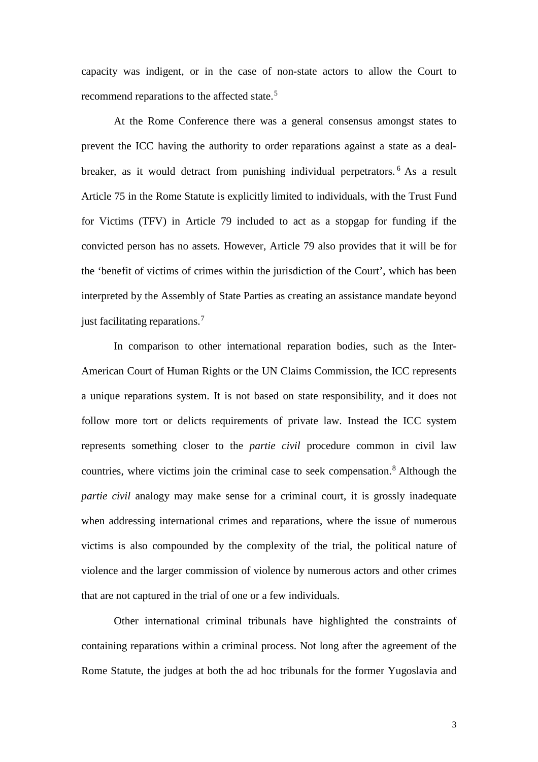capacity was indigent, or in the case of non-state actors to allow the Court to recommend reparations to the affected state.[5]

At the Rome Conference there was a general consensus amongst states to prevent the ICC having the authority to order reparations against a state as a deal-breaker, as it would detract from punishing individual perpetrators.[6] As a result Article 75 in the Rome Statute is explicitly limited to individuals, with the Trust Fund for Victims (TFV) in Article 79 included to act as a stopgap for funding if the convicted person has no assets. However, Article 79 also provides that it will be for the 'benefit of victims of crimes within the jurisdiction of the Court', which has been interpreted by the Assembly of State Parties as creating an assistance mandate beyond just facilitating reparations.[7]

In comparison to other international reparation bodies, such as the Inter-American Court of Human Rights or the UN Claims Commission, the ICC represents a unique reparations system. It is not based on state responsibility, and it does not follow more tort or delicts requirements of private law. Instead the ICC system represents something closer to the *partie civil* procedure common in civil law countries, where victims join the criminal case to seek compensation.[8] Although the *partie civil* analogy may make sense for a criminal court, it is grossly inadequate when addressing international crimes and reparations, where the issue of numerous victims is also compounded by the complexity of the trial, the political nature of violence and the larger commission of violence by numerous actors and other crimes that are not captured in the trial of one or a few individuals.

Other international criminal tribunals have highlighted the constraints of containing reparations within a criminal process. Not long after the agreement of the Rome Statute, the judges at both the ad hoc tribunals for the former Yugoslavia and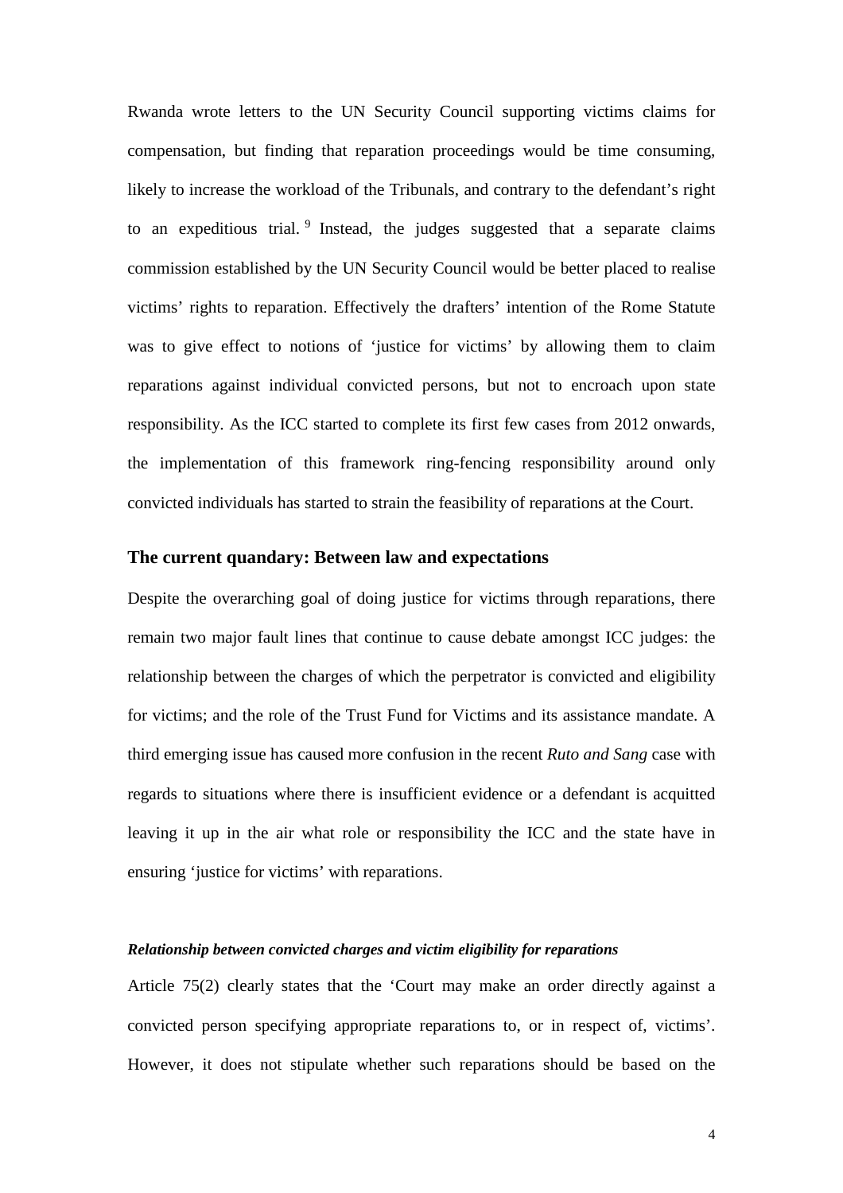Rwanda wrote letters to the UN Security Council supporting victims claims for compensation, but finding that reparation proceedings would be time consuming, likely to increase the workload of the Tribunals, and contrary to the defendant's right to an expeditious trial. [9] Instead, the judges suggested that a separate claims commission established by the UN Security Council would be better placed to realise victims' rights to reparation. Effectively the drafters' intention of the Rome Statute was to give effect to notions of 'justice for victims' by allowing them to claim reparations against individual convicted persons, but not to encroach upon state responsibility. As the ICC started to complete its first few cases from 2012 onwards, the implementation of this framework ring-fencing responsibility around only convicted individuals has started to strain the feasibility of reparations at the Court.

## The current quandary: Between law and expectations

Despite the overarching goal of doing justice for victims through reparations, there remain two major fault lines that continue to cause debate amongst ICC judges: the relationship between the charges of which the perpetrator is convicted and eligibility for victims; and the role of the Trust Fund for Victims and its assistance mandate. A third emerging issue has caused more confusion in the recent *Ruto and Sang* case with regards to situations where there is insufficient evidence or a defendant is acquitted leaving it up in the air what role or responsibility the ICC and the state have in ensuring 'justice for victims' with reparations.

### *Relationship between convicted charges and victim eligibility for reparations*

Article 75(2) clearly states that the 'Court may make an order directly against a convicted person specifying appropriate reparations to, or in respect of, victims'. However, it does not stipulate whether such reparations should be based on the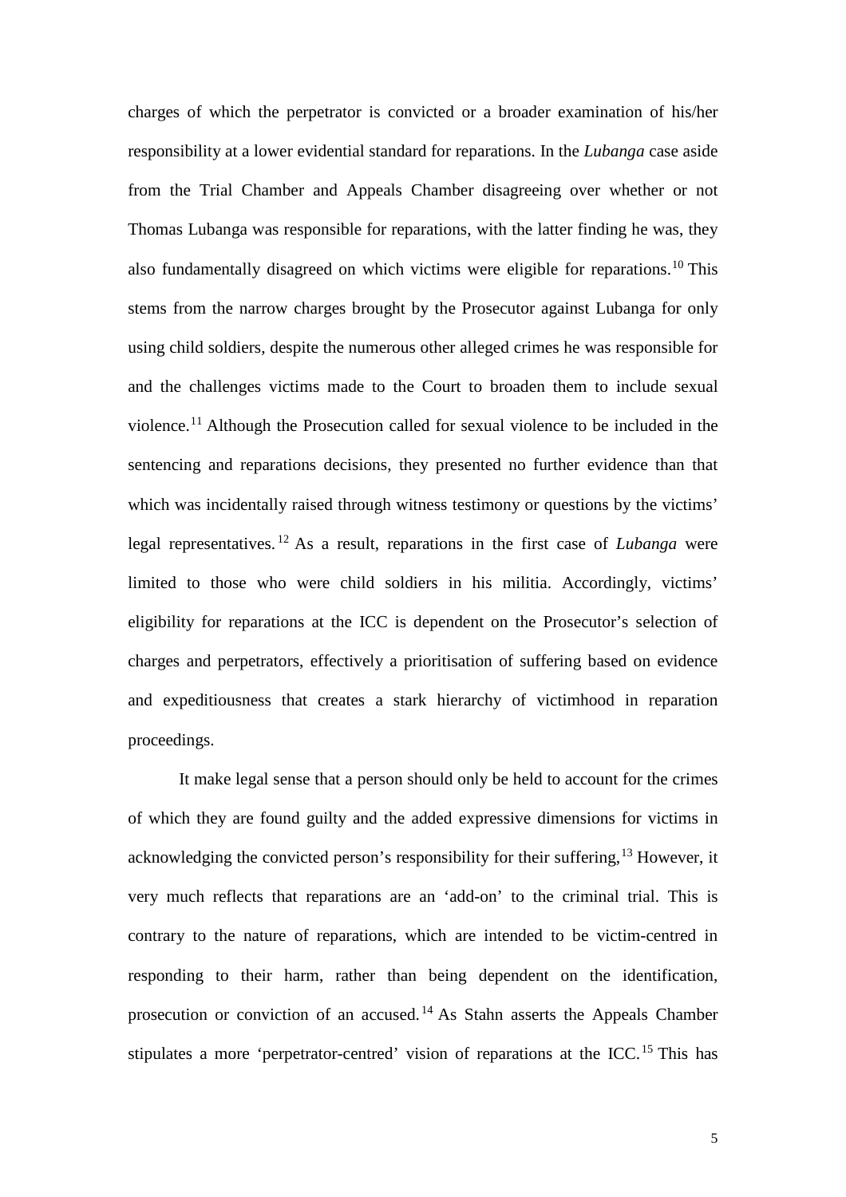charges of which the perpetrator is convicted or a broader examination of his/her responsibility at a lower evidential standard for reparations. In the *Lubanga* case aside from the Trial Chamber and Appeals Chamber disagreeing over whether or not Thomas Lubanga was responsible for reparations, with the latter finding he was, they also fundamentally disagreed on which victims were eligible for reparations.[10] This stems from the narrow charges brought by the Prosecutor against Lubanga for only using child soldiers, despite the numerous other alleged crimes he was responsible for and the challenges victims made to the Court to broaden them to include sexual violence.[11] Although the Prosecution called for sexual violence to be included in the sentencing and reparations decisions, they presented no further evidence than that which was incidentally raised through witness testimony or questions by the victims' legal representatives.[12] As a result, reparations in the first case of *Lubanga* were limited to those who were child soldiers in his militia. Accordingly, victims' eligibility for reparations at the ICC is dependent on the Prosecutor's selection of charges and perpetrators, effectively a prioritisation of suffering based on evidence and expeditiousness that creates a stark hierarchy of victimhood in reparation proceedings.

It make legal sense that a person should only be held to account for the crimes of which they are found guilty and the added expressive dimensions for victims in acknowledging the convicted person's responsibility for their suffering,[13] However, it very much reflects that reparations are an 'add-on' to the criminal trial. This is contrary to the nature of reparations, which are intended to be victim-centred in responding to their harm, rather than being dependent on the identification, prosecution or conviction of an accused.[14] As Stahn asserts the Appeals Chamber stipulates a more 'perpetrator-centred' vision of reparations at the ICC.[15] This has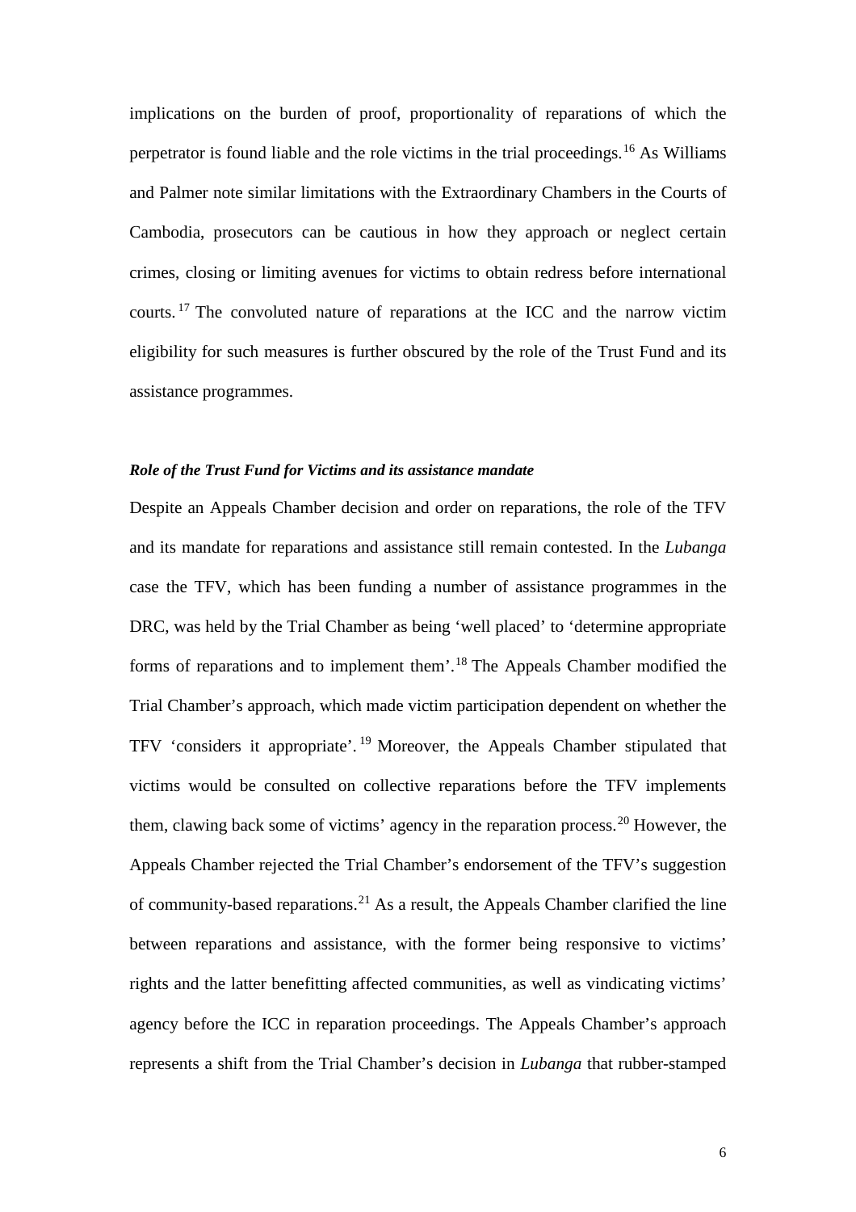implications on the burden of proof, proportionality of reparations of which the perpetrator is found liable and the role victims in the trial proceedings.[16] As Williams and Palmer note similar limitations with the Extraordinary Chambers in the Courts of Cambodia, prosecutors can be cautious in how they approach or neglect certain crimes, closing or limiting avenues for victims to obtain redress before international courts.[17] The convoluted nature of reparations at the ICC and the narrow victim eligibility for such measures is further obscured by the role of the Trust Fund and its assistance programmes.

### ***Role of the Trust Fund for Victims and its assistance mandate***

Despite an Appeals Chamber decision and order on reparations, the role of the TFV and its mandate for reparations and assistance still remain contested. In the *Lubanga* case the TFV, which has been funding a number of assistance programmes in the DRC, was held by the Trial Chamber as being 'well placed' to 'determine appropriate forms of reparations and to implement them'.[18] The Appeals Chamber modified the Trial Chamber's approach, which made victim participation dependent on whether the TFV 'considers it appropriate'.[19] Moreover, the Appeals Chamber stipulated that victims would be consulted on collective reparations before the TFV implements them, clawing back some of victims' agency in the reparation process.[20] However, the Appeals Chamber rejected the Trial Chamber's endorsement of the TFV's suggestion of community-based reparations.[21] As a result, the Appeals Chamber clarified the line between reparations and assistance, with the former being responsive to victims' rights and the latter benefitting affected communities, as well as vindicating victims' agency before the ICC in reparation proceedings. The Appeals Chamber's approach represents a shift from the Trial Chamber's decision in *Lubanga* that rubber-stamped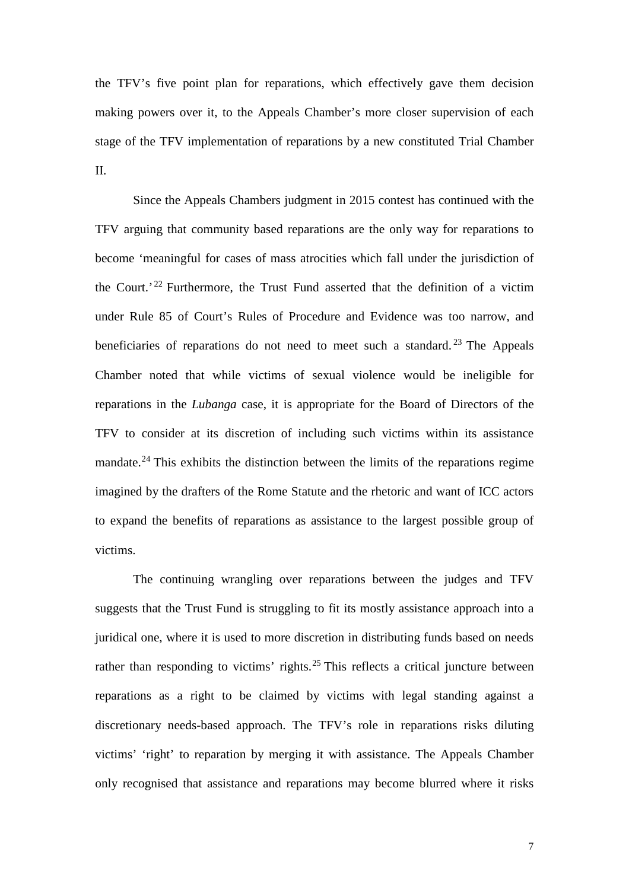the TFV's five point plan for reparations, which effectively gave them decision making powers over it, to the Appeals Chamber's more closer supervision of each stage of the TFV implementation of reparations by a new constituted Trial Chamber II.

Since the Appeals Chambers judgment in 2015 contest has continued with the TFV arguing that community based reparations are the only way for reparations to become 'meaningful for cases of mass atrocities which fall under the jurisdiction of the Court.'[22] Furthermore, the Trust Fund asserted that the definition of a victim under Rule 85 of Court's Rules of Procedure and Evidence was too narrow, and beneficiaries of reparations do not need to meet such a standard.[23] The Appeals Chamber noted that while victims of sexual violence would be ineligible for reparations in the *Lubanga* case, it is appropriate for the Board of Directors of the TFV to consider at its discretion of including such victims within its assistance mandate.[24] This exhibits the distinction between the limits of the reparations regime imagined by the drafters of the Rome Statute and the rhetoric and want of ICC actors to expand the benefits of reparations as assistance to the largest possible group of victims.

The continuing wrangling over reparations between the judges and TFV suggests that the Trust Fund is struggling to fit its mostly assistance approach into a juridical one, where it is used to more discretion in distributing funds based on needs rather than responding to victims' rights.[25] This reflects a critical juncture between reparations as a right to be claimed by victims with legal standing against a discretionary needs-based approach. The TFV's role in reparations risks diluting victims' 'right' to reparation by merging it with assistance. The Appeals Chamber only recognised that assistance and reparations may become blurred where it risks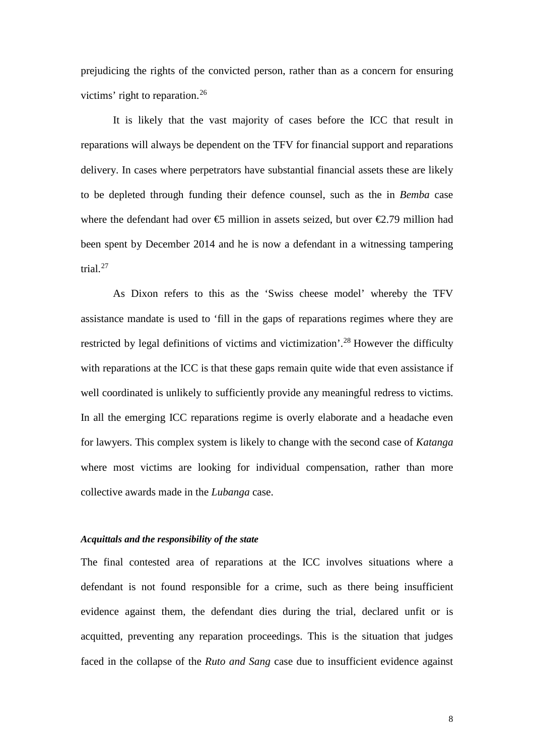prejudicing the rights of the convicted person, rather than as a concern for ensuring victims' right to reparation.[26]

It is likely that the vast majority of cases before the ICC that result in reparations will always be dependent on the TFV for financial support and reparations delivery. In cases where perpetrators have substantial financial assets these are likely to be depleted through funding their defence counsel, such as the in *Bemba* case where the defendant had over €5 million in assets seized, but over €2.79 million had been spent by December 2014 and he is now a defendant in a witnessing tampering trial.[27]

As Dixon refers to this as the 'Swiss cheese model' whereby the TFV assistance mandate is used to 'fill in the gaps of reparations regimes where they are restricted by legal definitions of victims and victimization'.[28] However the difficulty with reparations at the ICC is that these gaps remain quite wide that even assistance if well coordinated is unlikely to sufficiently provide any meaningful redress to victims. In all the emerging ICC reparations regime is overly elaborate and a headache even for lawyers. This complex system is likely to change with the second case of *Katanga* where most victims are looking for individual compensation, rather than more collective awards made in the *Lubanga* case.

#### *Acquittals and the responsibility of the state*

The final contested area of reparations at the ICC involves situations where a defendant is not found responsible for a crime, such as there being insufficient evidence against them, the defendant dies during the trial, declared unfit or is acquitted, preventing any reparation proceedings. This is the situation that judges faced in the collapse of the *Ruto and Sang* case due to insufficient evidence against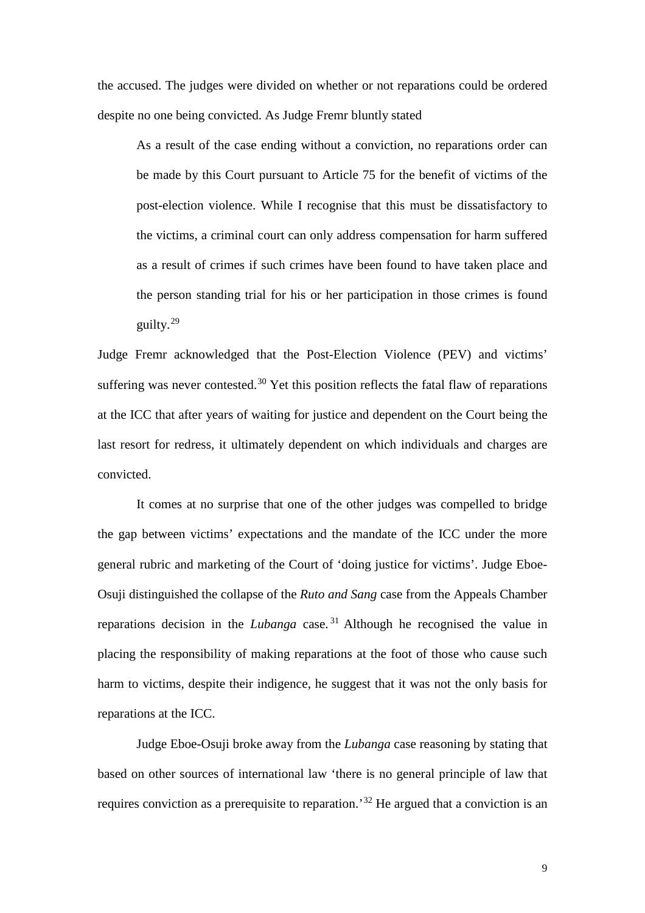the accused. The judges were divided on whether or not reparations could be ordered despite no one being convicted. As Judge Fremr bluntly stated

> As a result of the case ending without a conviction, no reparations order can be made by this Court pursuant to Article 75 for the benefit of victims of the post-election violence. While I recognise that this must be dissatisfactory to the victims, a criminal court can only address compensation for harm suffered as a result of crimes if such crimes have been found to have taken place and the person standing trial for his or her participation in those crimes is found guilty.[29]

Judge Fremr acknowledged that the Post-Election Violence (PEV) and victims' suffering was never contested.[30] Yet this position reflects the fatal flaw of reparations at the ICC that after years of waiting for justice and dependent on the Court being the last resort for redress, it ultimately dependent on which individuals and charges are convicted.

It comes at no surprise that one of the other judges was compelled to bridge the gap between victims' expectations and the mandate of the ICC under the more general rubric and marketing of the Court of 'doing justice for victims'. Judge Eboe-Osuji distinguished the collapse of the *Ruto and Sang* case from the Appeals Chamber reparations decision in the *Lubanga* case.[31] Although he recognised the value in placing the responsibility of making reparations at the foot of those who cause such harm to victims, despite their indigence, he suggest that it was not the only basis for reparations at the ICC.

Judge Eboe-Osuji broke away from the *Lubanga* case reasoning by stating that based on other sources of international law 'there is no general principle of law that requires conviction as a prerequisite to reparation.'[32] He argued that a conviction is an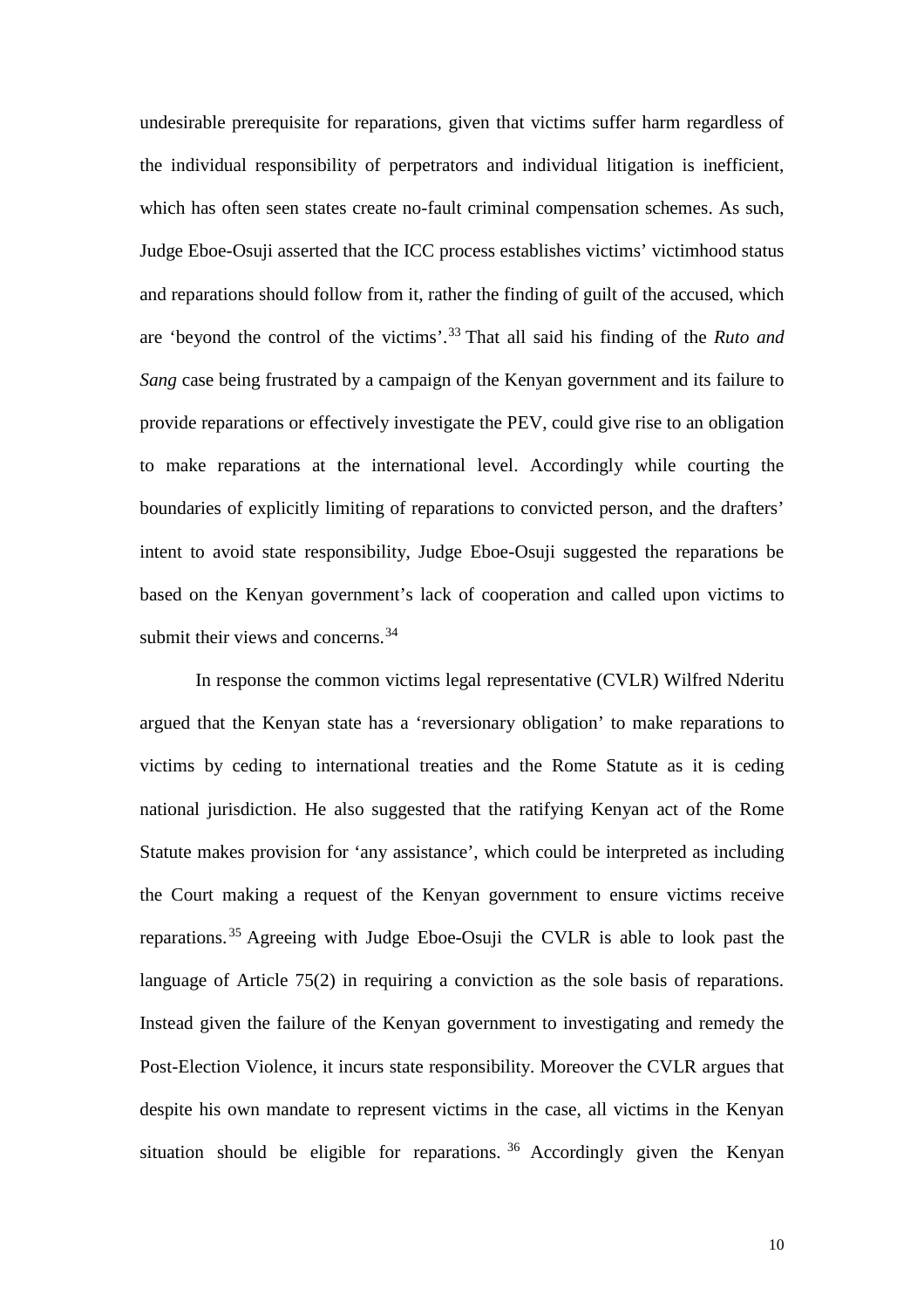undesirable prerequisite for reparations, given that victims suffer harm regardless of the individual responsibility of perpetrators and individual litigation is inefficient, which has often seen states create no-fault criminal compensation schemes. As such, Judge Eboe-Osuji asserted that the ICC process establishes victims' victimhood status and reparations should follow from it, rather the finding of guilt of the accused, which are 'beyond the control of the victims'.[33] That all said his finding of the *Ruto and Sang* case being frustrated by a campaign of the Kenyan government and its failure to provide reparations or effectively investigate the PEV, could give rise to an obligation to make reparations at the international level. Accordingly while courting the boundaries of explicitly limiting of reparations to convicted person, and the drafters' intent to avoid state responsibility, Judge Eboe-Osuji suggested the reparations be based on the Kenyan government's lack of cooperation and called upon victims to submit their views and concerns.[34]

In response the common victims legal representative (CVLR) Wilfred Nderitu argued that the Kenyan state has a 'reversionary obligation' to make reparations to victims by ceding to international treaties and the Rome Statute as it is ceding national jurisdiction. He also suggested that the ratifying Kenyan act of the Rome Statute makes provision for 'any assistance', which could be interpreted as including the Court making a request of the Kenyan government to ensure victims receive reparations.[35] Agreeing with Judge Eboe-Osuji the CVLR is able to look past the language of Article 75(2) in requiring a conviction as the sole basis of reparations. Instead given the failure of the Kenyan government to investigating and remedy the Post-Election Violence, it incurs state responsibility. Moreover the CVLR argues that despite his own mandate to represent victims in the case, all victims in the Kenyan situation should be eligible for reparations.[36] Accordingly given the Kenyan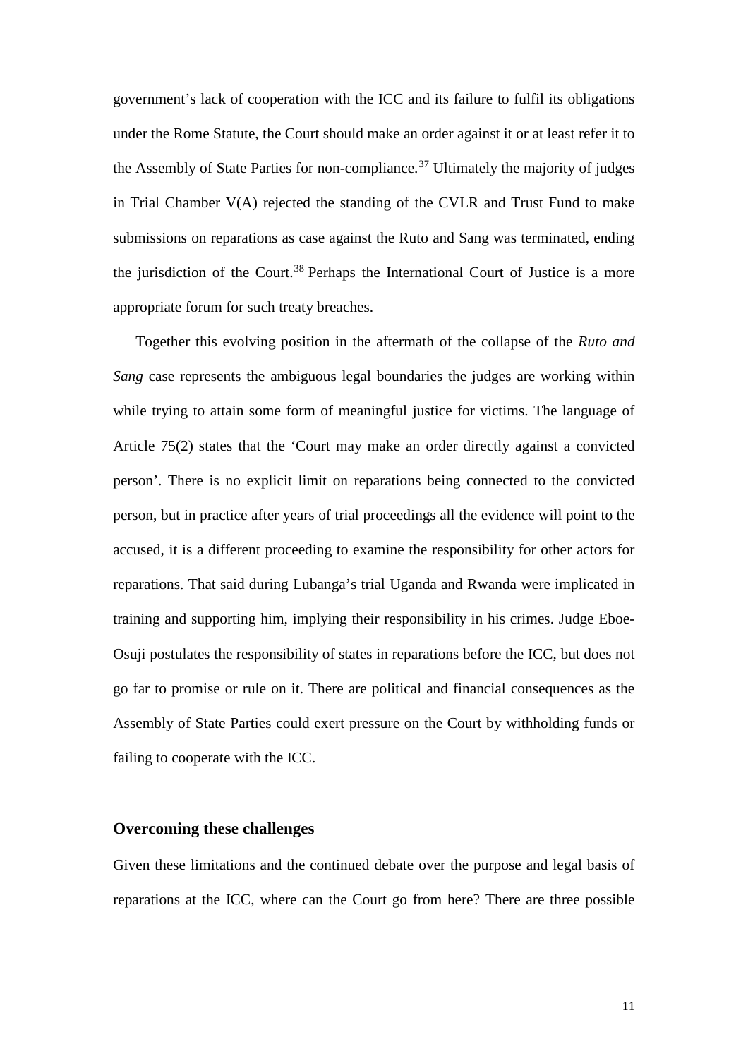government's lack of cooperation with the ICC and its failure to fulfil its obligations under the Rome Statute, the Court should make an order against it or at least refer it to the Assembly of State Parties for non-compliance.[37] Ultimately the majority of judges in Trial Chamber V(A) rejected the standing of the CVLR and Trust Fund to make submissions on reparations as case against the Ruto and Sang was terminated, ending the jurisdiction of the Court.[38] Perhaps the International Court of Justice is a more appropriate forum for such treaty breaches.

Together this evolving position in the aftermath of the collapse of the *Ruto and Sang* case represents the ambiguous legal boundaries the judges are working within while trying to attain some form of meaningful justice for victims. The language of Article 75(2) states that the 'Court may make an order directly against a convicted person'. There is no explicit limit on reparations being connected to the convicted person, but in practice after years of trial proceedings all the evidence will point to the accused, it is a different proceeding to examine the responsibility for other actors for reparations. That said during Lubanga's trial Uganda and Rwanda were implicated in training and supporting him, implying their responsibility in his crimes. Judge Eboe-Osuji postulates the responsibility of states in reparations before the ICC, but does not go far to promise or rule on it. There are political and financial consequences as the Assembly of State Parties could exert pressure on the Court by withholding funds or failing to cooperate with the ICC.

### Overcoming these challenges

Given these limitations and the continued debate over the purpose and legal basis of reparations at the ICC, where can the Court go from here? There are three possible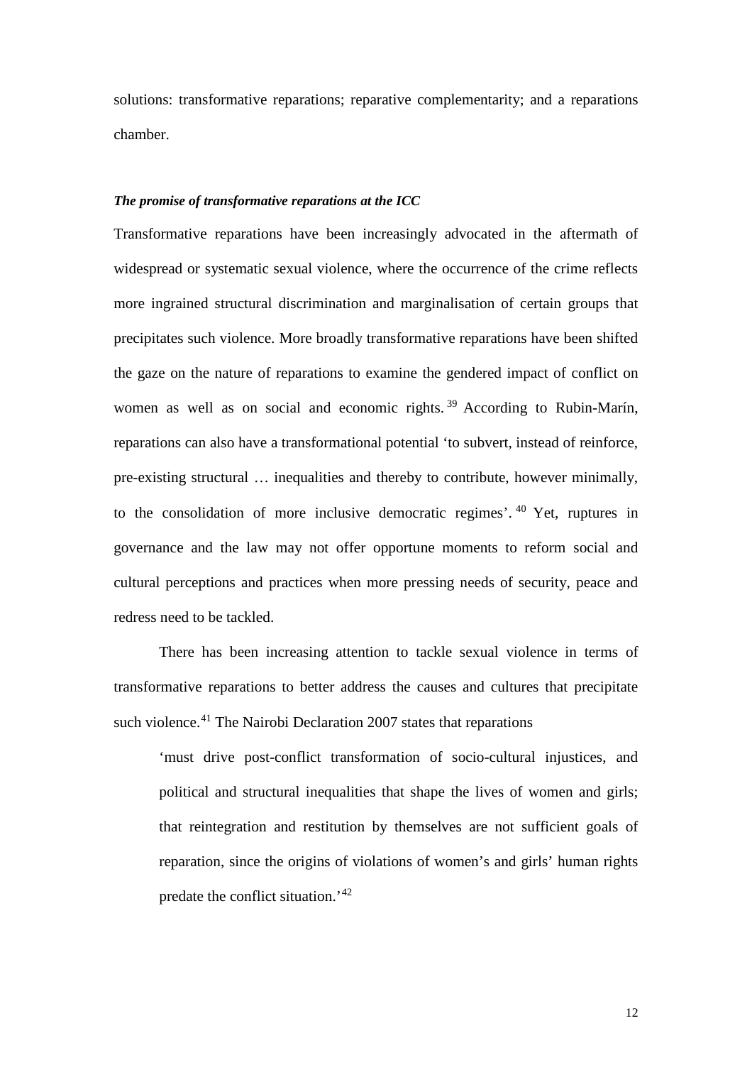solutions: transformative reparations; reparative complementarity; and a reparations chamber.

***The promise of transformative reparations at the ICC***

Transformative reparations have been increasingly advocated in the aftermath of widespread or systematic sexual violence, where the occurrence of the crime reflects more ingrained structural discrimination and marginalisation of certain groups that precipitates such violence. More broadly transformative reparations have been shifted the gaze on the nature of reparations to examine the gendered impact of conflict on women as well as on social and economic rights.[39] According to Rubin-Marín, reparations can also have a transformational potential 'to subvert, instead of reinforce, pre-existing structural … inequalities and thereby to contribute, however minimally, to the consolidation of more inclusive democratic regimes'.[40] Yet, ruptures in governance and the law may not offer opportune moments to reform social and cultural perceptions and practices when more pressing needs of security, peace and redress need to be tackled.

There has been increasing attention to tackle sexual violence in terms of transformative reparations to better address the causes and cultures that precipitate such violence.[41] The Nairobi Declaration 2007 states that reparations

> 'must drive post-conflict transformation of socio-cultural injustices, and political and structural inequalities that shape the lives of women and girls; that reintegration and restitution by themselves are not sufficient goals of reparation, since the origins of violations of women's and girls' human rights predate the conflict situation.'[42]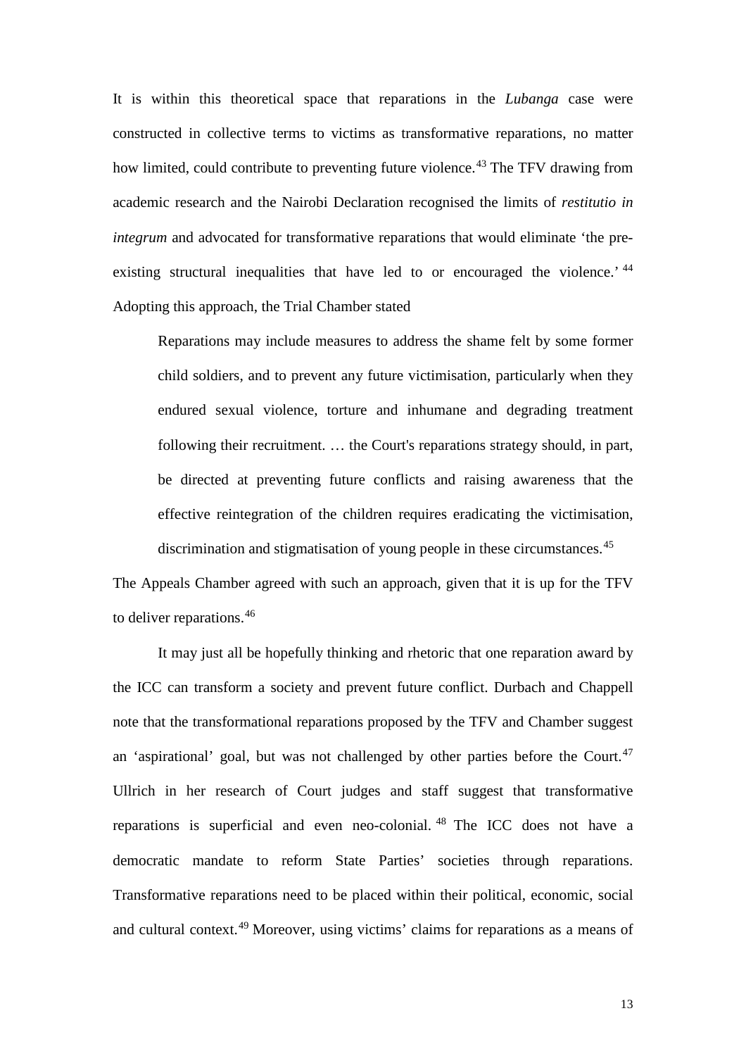It is within this theoretical space that reparations in the *Lubanga* case were constructed in collective terms to victims as transformative reparations, no matter how limited, could contribute to preventing future violence.[43] The TFV drawing from academic research and the Nairobi Declaration recognised the limits of *restitutio in integrum* and advocated for transformative reparations that would eliminate 'the pre-existing structural inequalities that have led to or encouraged the violence.'[44] Adopting this approach, the Trial Chamber stated

> Reparations may include measures to address the shame felt by some former child soldiers, and to prevent any future victimisation, particularly when they endured sexual violence, torture and inhumane and degrading treatment following their recruitment. … the Court's reparations strategy should, in part, be directed at preventing future conflicts and raising awareness that the effective reintegration of the children requires eradicating the victimisation, discrimination and stigmatisation of young people in these circumstances.[45]

The Appeals Chamber agreed with such an approach, given that it is up for the TFV to deliver reparations.[46]

It may just all be hopefully thinking and rhetoric that one reparation award by the ICC can transform a society and prevent future conflict. Durbach and Chappell note that the transformational reparations proposed by the TFV and Chamber suggest an 'aspirational' goal, but was not challenged by other parties before the Court.[47] Ullrich in her research of Court judges and staff suggest that transformative reparations is superficial and even neo-colonial.[48] The ICC does not have a democratic mandate to reform State Parties' societies through reparations. Transformative reparations need to be placed within their political, economic, social and cultural context.[49] Moreover, using victims' claims for reparations as a means of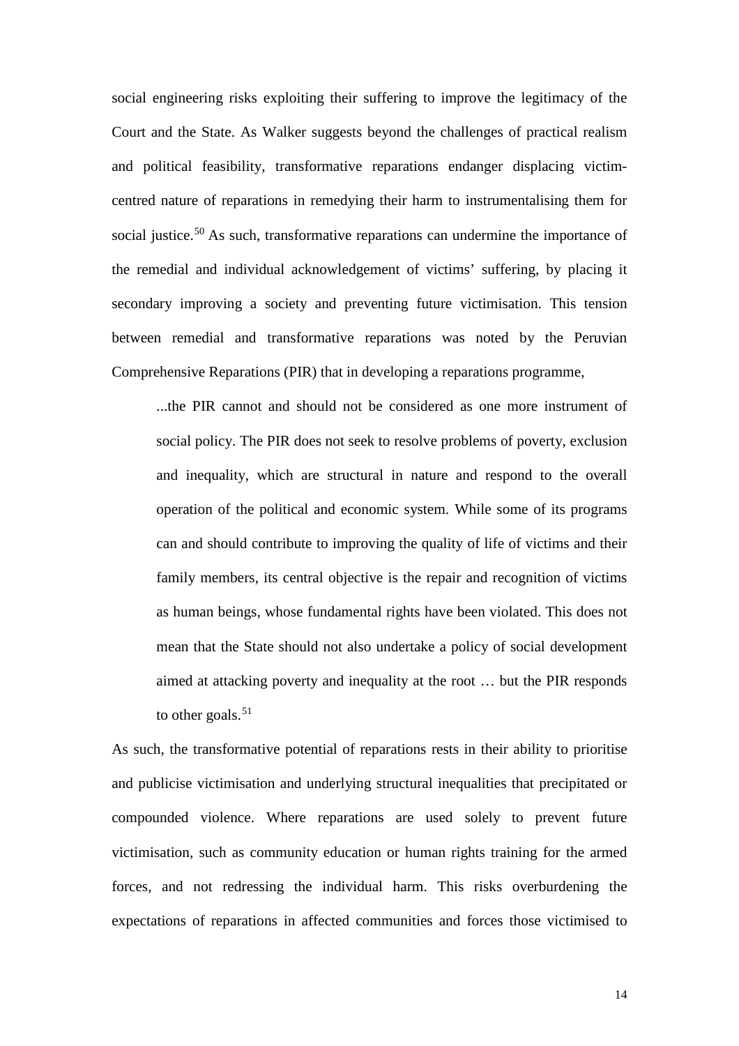social engineering risks exploiting their suffering to improve the legitimacy of the Court and the State. As Walker suggests beyond the challenges of practical realism and political feasibility, transformative reparations endanger displacing victim-centred nature of reparations in remedying their harm to instrumentalising them for social justice.[50] As such, transformative reparations can undermine the importance of the remedial and individual acknowledgement of victims' suffering, by placing it secondary improving a society and preventing future victimisation. This tension between remedial and transformative reparations was noted by the Peruvian Comprehensive Reparations (PIR) that in developing a reparations programme,

> ...the PIR cannot and should not be considered as one more instrument of social policy. The PIR does not seek to resolve problems of poverty, exclusion and inequality, which are structural in nature and respond to the overall operation of the political and economic system. While some of its programs can and should contribute to improving the quality of life of victims and their family members, its central objective is the repair and recognition of victims as human beings, whose fundamental rights have been violated. This does not mean that the State should not also undertake a policy of social development aimed at attacking poverty and inequality at the root … but the PIR responds to other goals.[51]

As such, the transformative potential of reparations rests in their ability to prioritise and publicise victimisation and underlying structural inequalities that precipitated or compounded violence. Where reparations are used solely to prevent future victimisation, such as community education or human rights training for the armed forces, and not redressing the individual harm. This risks overburdening the expectations of reparations in affected communities and forces those victimised to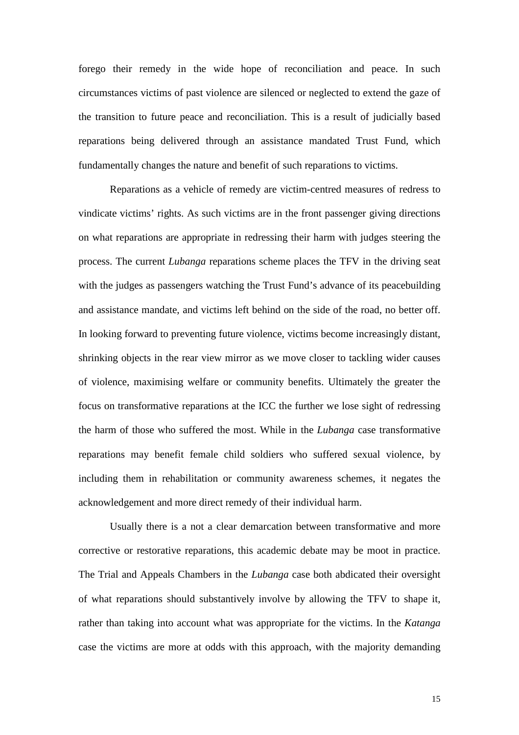forego their remedy in the wide hope of reconciliation and peace. In such circumstances victims of past violence are silenced or neglected to extend the gaze of the transition to future peace and reconciliation. This is a result of judicially based reparations being delivered through an assistance mandated Trust Fund, which fundamentally changes the nature and benefit of such reparations to victims.

Reparations as a vehicle of remedy are victim-centred measures of redress to vindicate victims' rights. As such victims are in the front passenger giving directions on what reparations are appropriate in redressing their harm with judges steering the process. The current *Lubanga* reparations scheme places the TFV in the driving seat with the judges as passengers watching the Trust Fund's advance of its peacebuilding and assistance mandate, and victims left behind on the side of the road, no better off. In looking forward to preventing future violence, victims become increasingly distant, shrinking objects in the rear view mirror as we move closer to tackling wider causes of violence, maximising welfare or community benefits. Ultimately the greater the focus on transformative reparations at the ICC the further we lose sight of redressing the harm of those who suffered the most. While in the *Lubanga* case transformative reparations may benefit female child soldiers who suffered sexual violence, by including them in rehabilitation or community awareness schemes, it negates the acknowledgement and more direct remedy of their individual harm.

Usually there is a not a clear demarcation between transformative and more corrective or restorative reparations, this academic debate may be moot in practice. The Trial and Appeals Chambers in the *Lubanga* case both abdicated their oversight of what reparations should substantively involve by allowing the TFV to shape it, rather than taking into account what was appropriate for the victims. In the *Katanga* case the victims are more at odds with this approach, with the majority demanding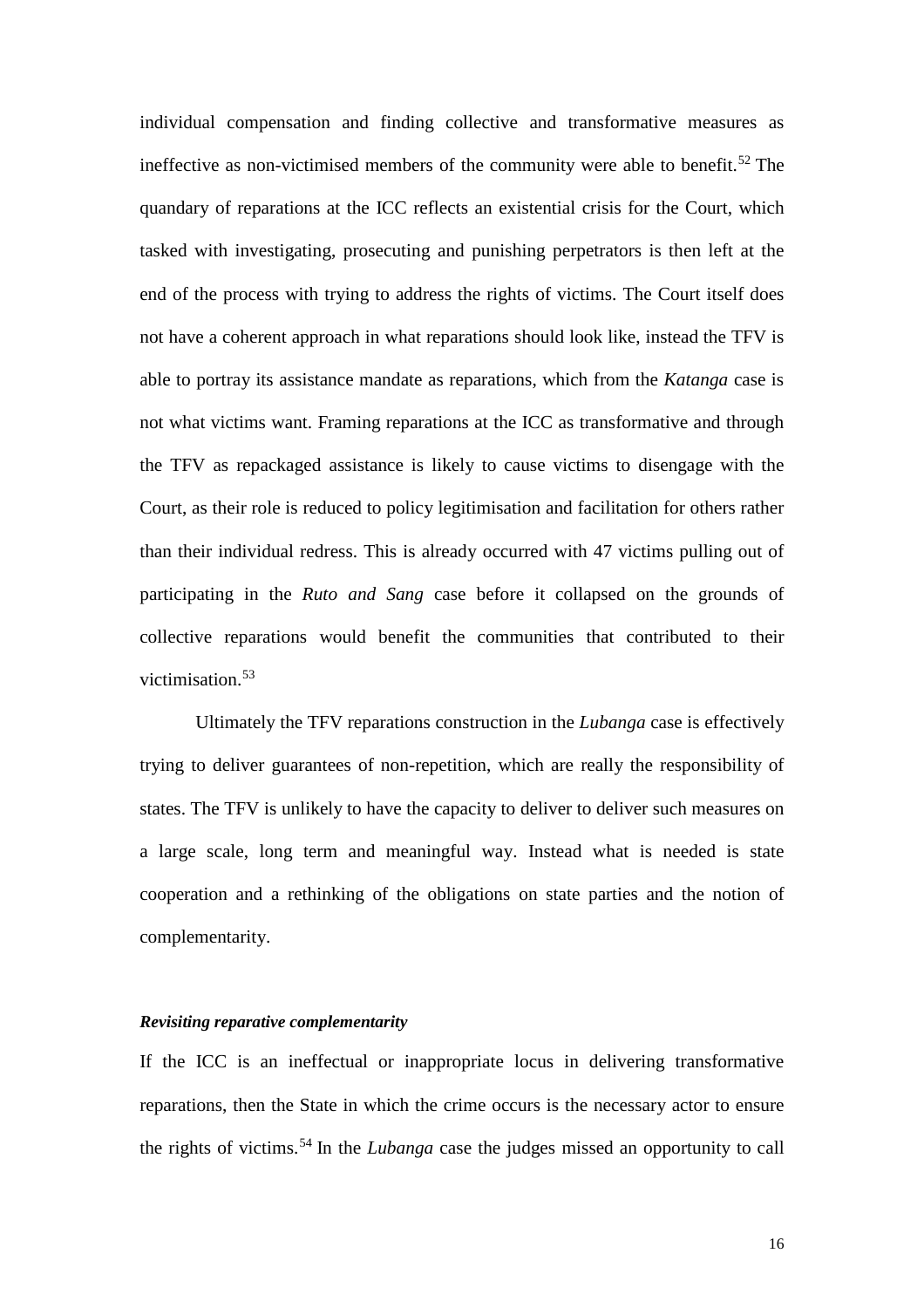individual compensation and finding collective and transformative measures as ineffective as non-victimised members of the community were able to benefit.[52] The quandary of reparations at the ICC reflects an existential crisis for the Court, which tasked with investigating, prosecuting and punishing perpetrators is then left at the end of the process with trying to address the rights of victims. The Court itself does not have a coherent approach in what reparations should look like, instead the TFV is able to portray its assistance mandate as reparations, which from the *Katanga* case is not what victims want. Framing reparations at the ICC as transformative and through the TFV as repackaged assistance is likely to cause victims to disengage with the Court, as their role is reduced to policy legitimisation and facilitation for others rather than their individual redress. This is already occurred with 47 victims pulling out of participating in the *Ruto and Sang* case before it collapsed on the grounds of collective reparations would benefit the communities that contributed to their victimisation.[53]

Ultimately the TFV reparations construction in the *Lubanga* case is effectively trying to deliver guarantees of non-repetition, which are really the responsibility of states. The TFV is unlikely to have the capacity to deliver to deliver such measures on a large scale, long term and meaningful way. Instead what is needed is state cooperation and a rethinking of the obligations on state parties and the notion of complementarity.

### ***Revisiting reparative complementarity***

If the ICC is an ineffectual or inappropriate locus in delivering transformative reparations, then the State in which the crime occurs is the necessary actor to ensure the rights of victims.[54] In the *Lubanga* case the judges missed an opportunity to call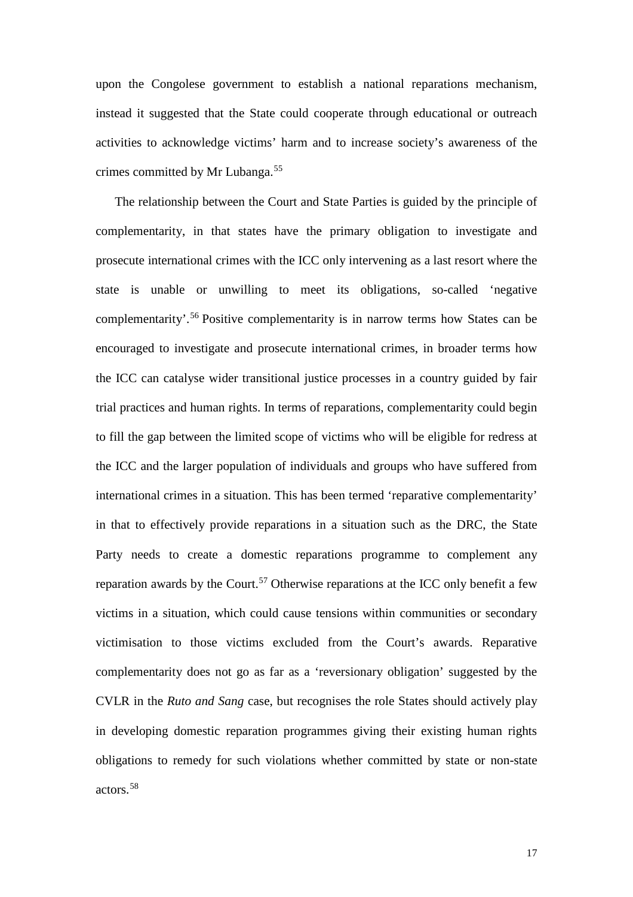upon the Congolese government to establish a national reparations mechanism, instead it suggested that the State could cooperate through educational or outreach activities to acknowledge victims' harm and to increase society's awareness of the crimes committed by Mr Lubanga.[55]

The relationship between the Court and State Parties is guided by the principle of complementarity, in that states have the primary obligation to investigate and prosecute international crimes with the ICC only intervening as a last resort where the state is unable or unwilling to meet its obligations, so-called 'negative complementarity'.[56] Positive complementarity is in narrow terms how States can be encouraged to investigate and prosecute international crimes, in broader terms how the ICC can catalyse wider transitional justice processes in a country guided by fair trial practices and human rights. In terms of reparations, complementarity could begin to fill the gap between the limited scope of victims who will be eligible for redress at the ICC and the larger population of individuals and groups who have suffered from international crimes in a situation. This has been termed 'reparative complementarity' in that to effectively provide reparations in a situation such as the DRC, the State Party needs to create a domestic reparations programme to complement any reparation awards by the Court.[57] Otherwise reparations at the ICC only benefit a few victims in a situation, which could cause tensions within communities or secondary victimisation to those victims excluded from the Court's awards. Reparative complementarity does not go as far as a 'reversionary obligation' suggested by the CVLR in the *Ruto and Sang* case, but recognises the role States should actively play in developing domestic reparation programmes giving their existing human rights obligations to remedy for such violations whether committed by state or non-state actors.[58]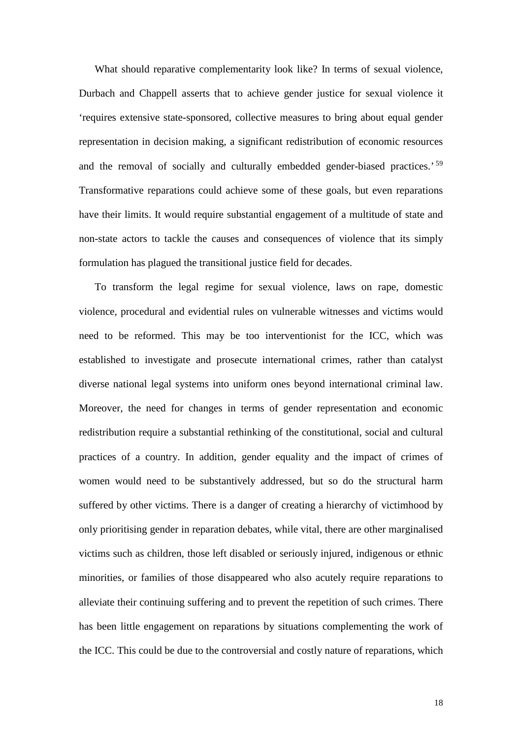What should reparative complementarity look like? In terms of sexual violence, Durbach and Chappell asserts that to achieve gender justice for sexual violence it 'requires extensive state-sponsored, collective measures to bring about equal gender representation in decision making, a significant redistribution of economic resources and the removal of socially and culturally embedded gender-biased practices.'[59] Transformative reparations could achieve some of these goals, but even reparations have their limits. It would require substantial engagement of a multitude of state and non-state actors to tackle the causes and consequences of violence that its simply formulation has plagued the transitional justice field for decades.

To transform the legal regime for sexual violence, laws on rape, domestic violence, procedural and evidential rules on vulnerable witnesses and victims would need to be reformed. This may be too interventionist for the ICC, which was established to investigate and prosecute international crimes, rather than catalyst diverse national legal systems into uniform ones beyond international criminal law. Moreover, the need for changes in terms of gender representation and economic redistribution require a substantial rethinking of the constitutional, social and cultural practices of a country. In addition, gender equality and the impact of crimes of women would need to be substantively addressed, but so do the structural harm suffered by other victims. There is a danger of creating a hierarchy of victimhood by only prioritising gender in reparation debates, while vital, there are other marginalised victims such as children, those left disabled or seriously injured, indigenous or ethnic minorities, or families of those disappeared who also acutely require reparations to alleviate their continuing suffering and to prevent the repetition of such crimes. There has been little engagement on reparations by situations complementing the work of the ICC. This could be due to the controversial and costly nature of reparations, which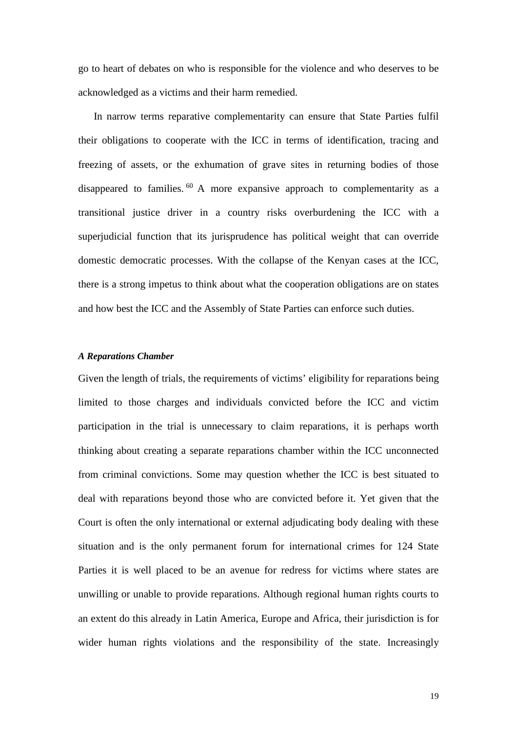go to heart of debates on who is responsible for the violence and who deserves to be acknowledged as a victims and their harm remedied.

In narrow terms reparative complementarity can ensure that State Parties fulfil their obligations to cooperate with the ICC in terms of identification, tracing and freezing of assets, or the exhumation of grave sites in returning bodies of those disappeared to families.[60] A more expansive approach to complementarity as a transitional justice driver in a country risks overburdening the ICC with a superjudicial function that its jurisprudence has political weight that can override domestic democratic processes. With the collapse of the Kenyan cases at the ICC, there is a strong impetus to think about what the cooperation obligations are on states and how best the ICC and the Assembly of State Parties can enforce such duties.

***A Reparations Chamber***

Given the length of trials, the requirements of victims' eligibility for reparations being limited to those charges and individuals convicted before the ICC and victim participation in the trial is unnecessary to claim reparations, it is perhaps worth thinking about creating a separate reparations chamber within the ICC unconnected from criminal convictions. Some may question whether the ICC is best situated to deal with reparations beyond those who are convicted before it. Yet given that the Court is often the only international or external adjudicating body dealing with these situation and is the only permanent forum for international crimes for 124 State Parties it is well placed to be an avenue for redress for victims where states are unwilling or unable to provide reparations. Although regional human rights courts to an extent do this already in Latin America, Europe and Africa, their jurisdiction is for wider human rights violations and the responsibility of the state. Increasingly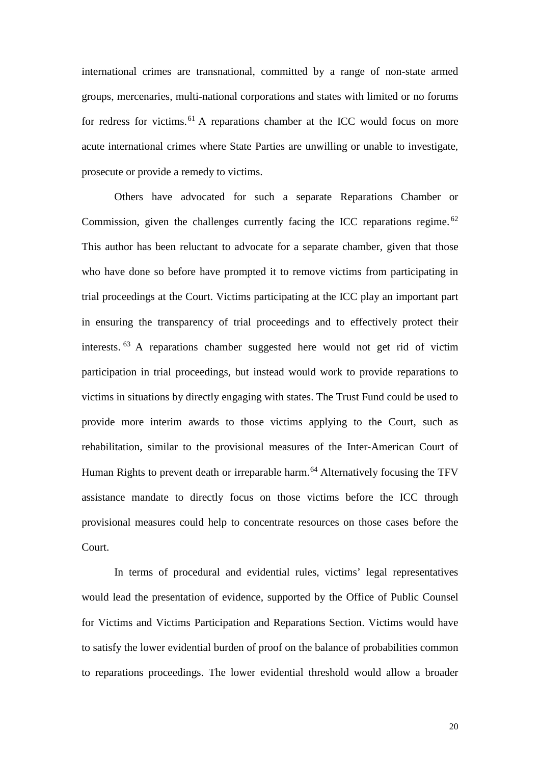international crimes are transnational, committed by a range of non-state armed groups, mercenaries, multi-national corporations and states with limited or no forums for redress for victims.[61] A reparations chamber at the ICC would focus on more acute international crimes where State Parties are unwilling or unable to investigate, prosecute or provide a remedy to victims.

Others have advocated for such a separate Reparations Chamber or Commission, given the challenges currently facing the ICC reparations regime.[62] This author has been reluctant to advocate for a separate chamber, given that those who have done so before have prompted it to remove victims from participating in trial proceedings at the Court. Victims participating at the ICC play an important part in ensuring the transparency of trial proceedings and to effectively protect their interests.[63] A reparations chamber suggested here would not get rid of victim participation in trial proceedings, but instead would work to provide reparations to victims in situations by directly engaging with states. The Trust Fund could be used to provide more interim awards to those victims applying to the Court, such as rehabilitation, similar to the provisional measures of the Inter-American Court of Human Rights to prevent death or irreparable harm.[64] Alternatively focusing the TFV assistance mandate to directly focus on those victims before the ICC through provisional measures could help to concentrate resources on those cases before the Court.

In terms of procedural and evidential rules, victims' legal representatives would lead the presentation of evidence, supported by the Office of Public Counsel for Victims and Victims Participation and Reparations Section. Victims would have to satisfy the lower evidential burden of proof on the balance of probabilities common to reparations proceedings. The lower evidential threshold would allow a broader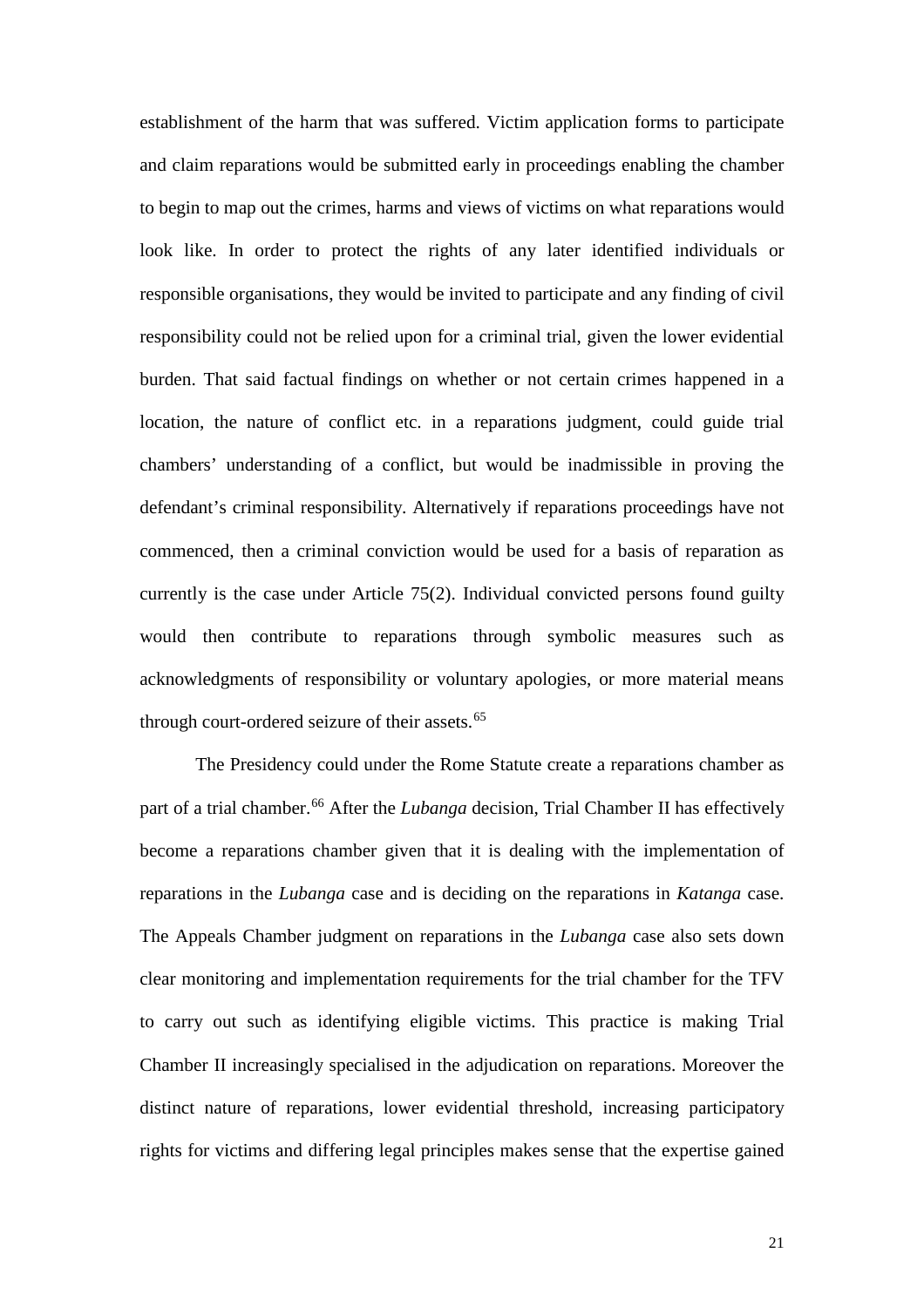establishment of the harm that was suffered. Victim application forms to participate and claim reparations would be submitted early in proceedings enabling the chamber to begin to map out the crimes, harms and views of victims on what reparations would look like. In order to protect the rights of any later identified individuals or responsible organisations, they would be invited to participate and any finding of civil responsibility could not be relied upon for a criminal trial, given the lower evidential burden. That said factual findings on whether or not certain crimes happened in a location, the nature of conflict etc. in a reparations judgment, could guide trial chambers' understanding of a conflict, but would be inadmissible in proving the defendant's criminal responsibility. Alternatively if reparations proceedings have not commenced, then a criminal conviction would be used for a basis of reparation as currently is the case under Article 75(2). Individual convicted persons found guilty would then contribute to reparations through symbolic measures such as acknowledgments of responsibility or voluntary apologies, or more material means through court-ordered seizure of their assets.[65]

The Presidency could under the Rome Statute create a reparations chamber as part of a trial chamber.[66] After the *Lubanga* decision, Trial Chamber II has effectively become a reparations chamber given that it is dealing with the implementation of reparations in the *Lubanga* case and is deciding on the reparations in *Katanga* case. The Appeals Chamber judgment on reparations in the *Lubanga* case also sets down clear monitoring and implementation requirements for the trial chamber for the TFV to carry out such as identifying eligible victims. This practice is making Trial Chamber II increasingly specialised in the adjudication on reparations. Moreover the distinct nature of reparations, lower evidential threshold, increasing participatory rights for victims and differing legal principles makes sense that the expertise gained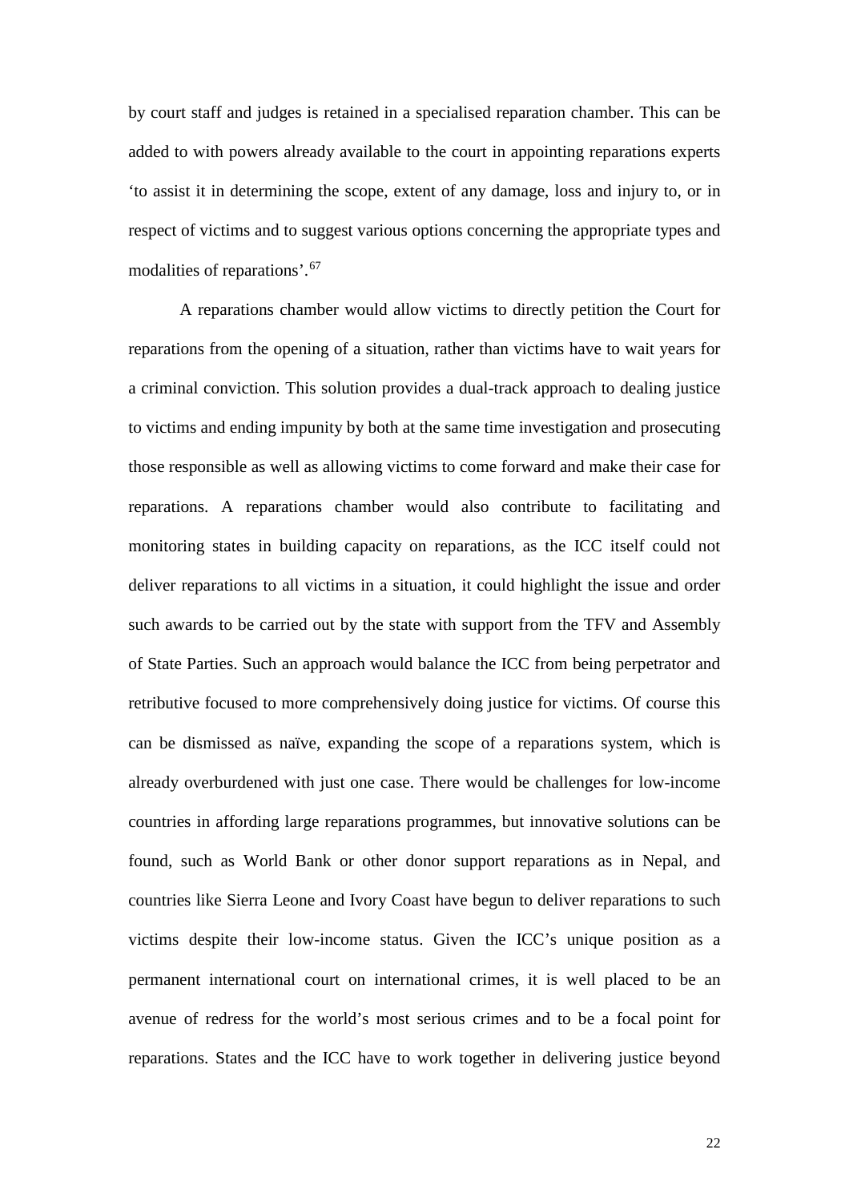by court staff and judges is retained in a specialised reparation chamber. This can be added to with powers already available to the court in appointing reparations experts 'to assist it in determining the scope, extent of any damage, loss and injury to, or in respect of victims and to suggest various options concerning the appropriate types and modalities of reparations'.[67]

A reparations chamber would allow victims to directly petition the Court for reparations from the opening of a situation, rather than victims have to wait years for a criminal conviction. This solution provides a dual-track approach to dealing justice to victims and ending impunity by both at the same time investigation and prosecuting those responsible as well as allowing victims to come forward and make their case for reparations. A reparations chamber would also contribute to facilitating and monitoring states in building capacity on reparations, as the ICC itself could not deliver reparations to all victims in a situation, it could highlight the issue and order such awards to be carried out by the state with support from the TFV and Assembly of State Parties. Such an approach would balance the ICC from being perpetrator and retributive focused to more comprehensively doing justice for victims. Of course this can be dismissed as naïve, expanding the scope of a reparations system, which is already overburdened with just one case. There would be challenges for low-income countries in affording large reparations programmes, but innovative solutions can be found, such as World Bank or other donor support reparations as in Nepal, and countries like Sierra Leone and Ivory Coast have begun to deliver reparations to such victims despite their low-income status. Given the ICC's unique position as a permanent international court on international crimes, it is well placed to be an avenue of redress for the world's most serious crimes and to be a focal point for reparations. States and the ICC have to work together in delivering justice beyond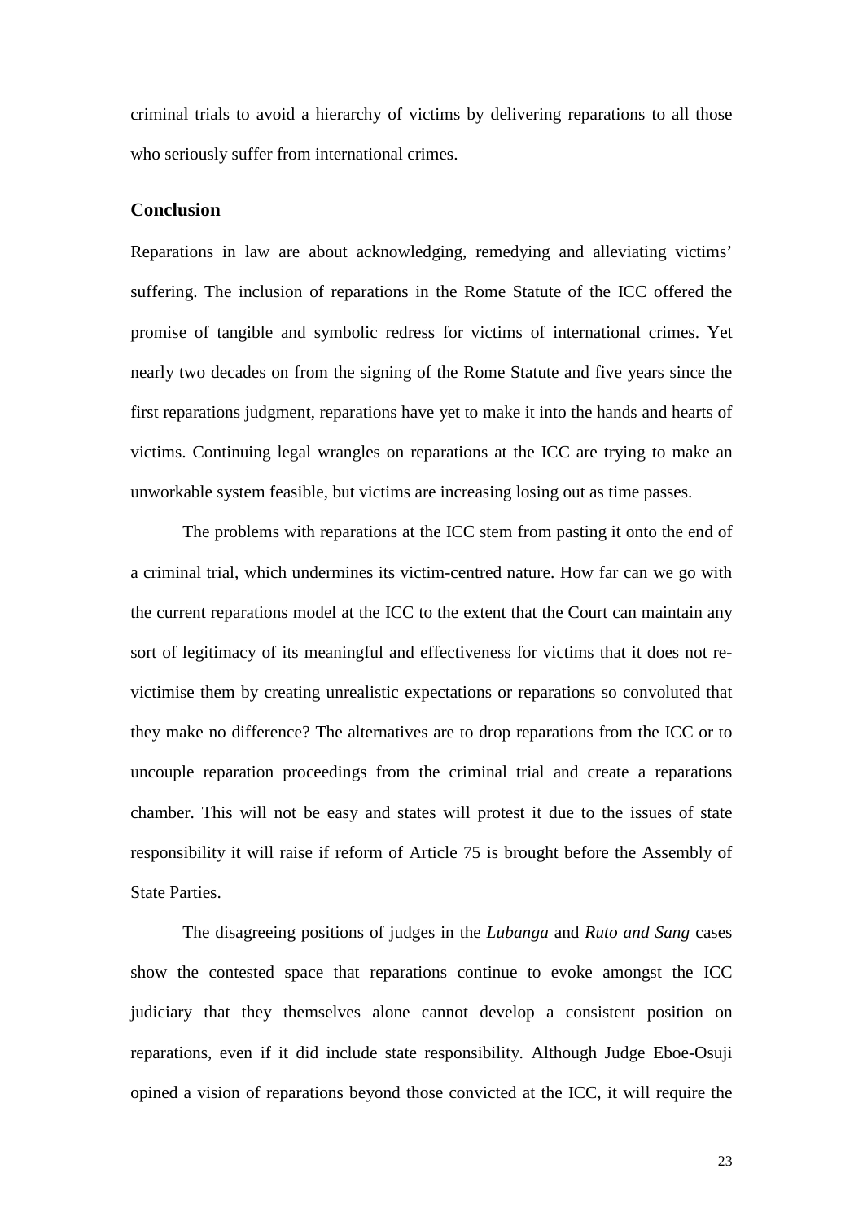criminal trials to avoid a hierarchy of victims by delivering reparations to all those who seriously suffer from international crimes.

## Conclusion

Reparations in law are about acknowledging, remedying and alleviating victims' suffering. The inclusion of reparations in the Rome Statute of the ICC offered the promise of tangible and symbolic redress for victims of international crimes. Yet nearly two decades on from the signing of the Rome Statute and five years since the first reparations judgment, reparations have yet to make it into the hands and hearts of victims. Continuing legal wrangles on reparations at the ICC are trying to make an unworkable system feasible, but victims are increasing losing out as time passes.

The problems with reparations at the ICC stem from pasting it onto the end of a criminal trial, which undermines its victim-centred nature. How far can we go with the current reparations model at the ICC to the extent that the Court can maintain any sort of legitimacy of its meaningful and effectiveness for victims that it does not re-victimise them by creating unrealistic expectations or reparations so convoluted that they make no difference? The alternatives are to drop reparations from the ICC or to uncouple reparation proceedings from the criminal trial and create a reparations chamber. This will not be easy and states will protest it due to the issues of state responsibility it will raise if reform of Article 75 is brought before the Assembly of State Parties.

The disagreeing positions of judges in the *Lubanga* and *Ruto and Sang* cases show the contested space that reparations continue to evoke amongst the ICC judiciary that they themselves alone cannot develop a consistent position on reparations, even if it did include state responsibility. Although Judge Eboe-Osuji opined a vision of reparations beyond those convicted at the ICC, it will require the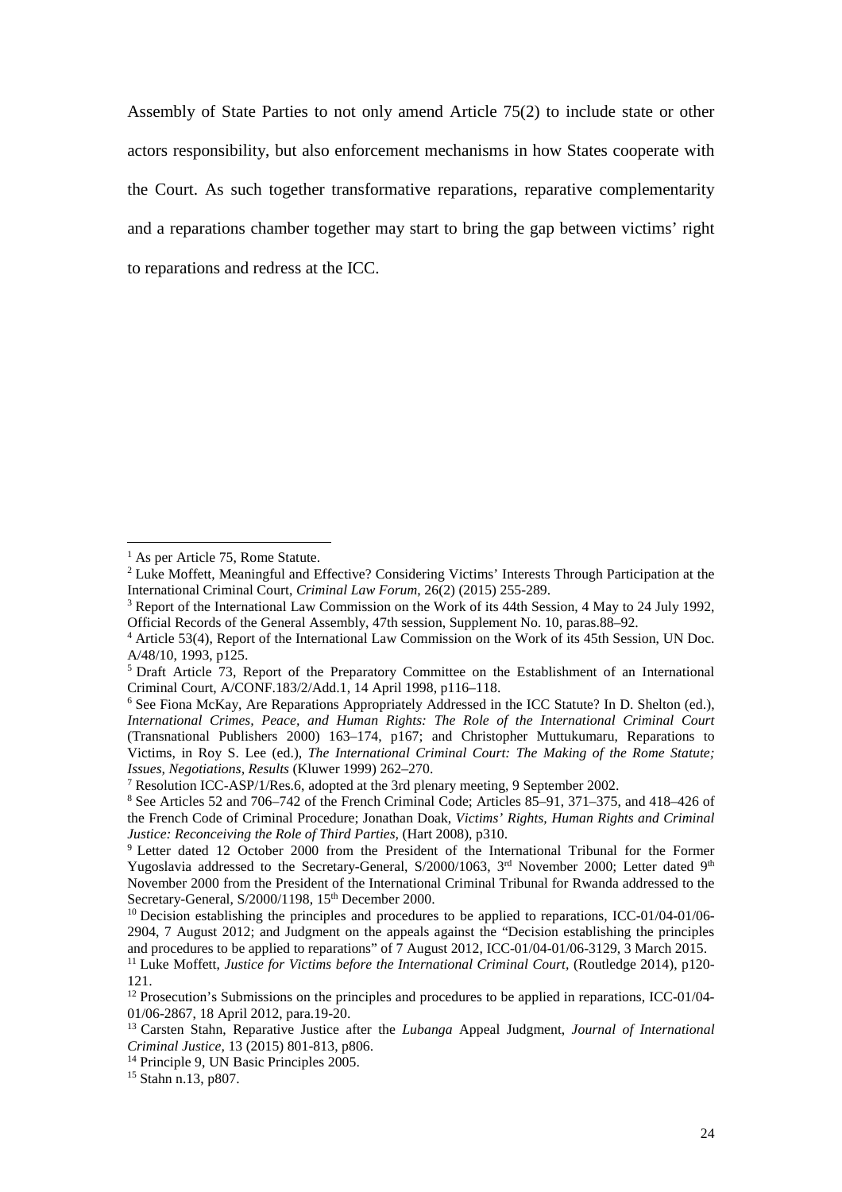Assembly of State Parties to not only amend Article 75(2) to include state or other actors responsibility, but also enforcement mechanisms in how States cooperate with the Court. As such together transformative reparations, reparative complementarity and a reparations chamber together may start to bring the gap between victims' right to reparations and redress at the ICC.

---

[1] As per Article 75, Rome Statute.

[2] Luke Moffett, Meaningful and Effective? Considering Victims' Interests Through Participation at the International Criminal Court, *Criminal Law Forum*, 26(2) (2015) 255-289.

[3] Report of the International Law Commission on the Work of its 44th Session, 4 May to 24 July 1992, Official Records of the General Assembly, 47th session, Supplement No. 10, paras.88–92.

[4] Article 53(4), Report of the International Law Commission on the Work of its 45th Session, UN Doc. A/48/10, 1993, p125.

[5] Draft Article 73, Report of the Preparatory Committee on the Establishment of an International Criminal Court, A/CONF.183/2/Add.1, 14 April 1998, p116–118.

[6] See Fiona McKay, Are Reparations Appropriately Addressed in the ICC Statute? In D. Shelton (ed.), *International Crimes, Peace, and Human Rights: The Role of the International Criminal Court* (Transnational Publishers 2000) 163–174, p167; and Christopher Muttukumaru, Reparations to Victims, in Roy S. Lee (ed.), *The International Criminal Court: The Making of the Rome Statute; Issues, Negotiations, Results* (Kluwer 1999) 262–270.

[7] Resolution ICC-ASP/1/Res.6, adopted at the 3rd plenary meeting, 9 September 2002.

[8] See Articles 52 and 706–742 of the French Criminal Code; Articles 85–91, 371–375, and 418–426 of the French Code of Criminal Procedure; Jonathan Doak, *Victims' Rights, Human Rights and Criminal Justice: Reconceiving the Role of Third Parties,* (Hart 2008), p310.

[9] Letter dated 12 October 2000 from the President of the International Tribunal for the Former Yugoslavia addressed to the Secretary-General, S/2000/1063, 3rd November 2000; Letter dated 9th November 2000 from the President of the International Criminal Tribunal for Rwanda addressed to the Secretary-General, S/2000/1198, 15th December 2000.

[10] Decision establishing the principles and procedures to be applied to reparations, ICC-01/04-01/06-2904, 7 August 2012; and Judgment on the appeals against the "Decision establishing the principles and procedures to be applied to reparations" of 7 August 2012, ICC-01/04-01/06-3129, 3 March 2015.

[11] Luke Moffett, *Justice for Victims before the International Criminal Court,* (Routledge 2014), p120-121.

[12] Prosecution's Submissions on the principles and procedures to be applied in reparations, ICC-01/04-01/06-2867, 18 April 2012, para.19-20.

[13] Carsten Stahn, Reparative Justice after the *Lubanga* Appeal Judgment, *Journal of International Criminal Justice*, 13 (2015) 801-813, p806.

[14] Principle 9, UN Basic Principles 2005.

[15] Stahn n.13, p807.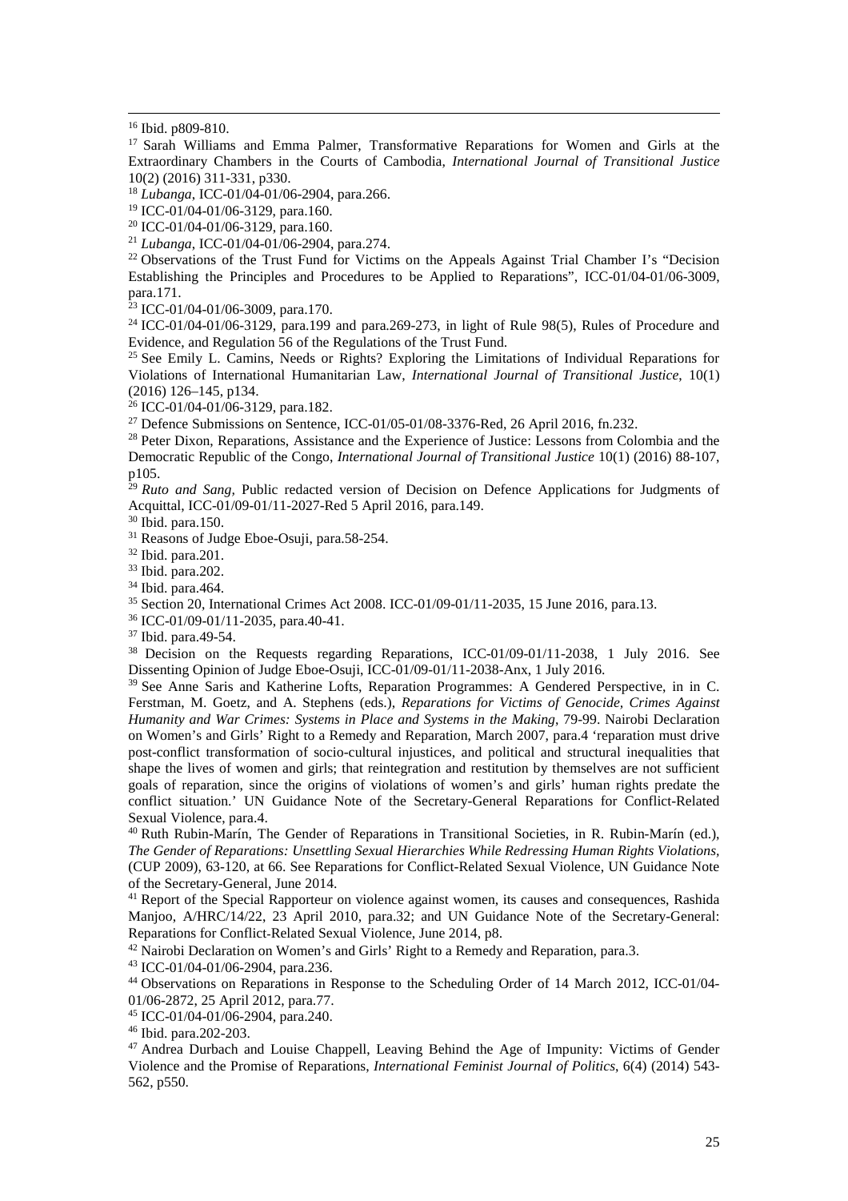[16] Ibid. p809-810.

[17] Sarah Williams and Emma Palmer, Transformative Reparations for Women and Girls at the Extraordinary Chambers in the Courts of Cambodia, *International Journal of Transitional Justice* 10(2) (2016) 311-331, p330.

[18] *Lubanga*, ICC-01/04-01/06-2904, para.266.

[19] ICC-01/04-01/06-3129, para.160.

[20] ICC-01/04-01/06-3129, para.160.

[21] *Lubanga*, ICC-01/04-01/06-2904, para.274.

[22] Observations of the Trust Fund for Victims on the Appeals Against Trial Chamber I's "Decision Establishing the Principles and Procedures to be Applied to Reparations", ICC-01/04-01/06-3009, para.171.

[23] ICC-01/04-01/06-3009, para.170.

[24] ICC-01/04-01/06-3129, para.199 and para.269-273, in light of Rule 98(5), Rules of Procedure and Evidence, and Regulation 56 of the Regulations of the Trust Fund.

[25] See Emily L. Camins, Needs or Rights? Exploring the Limitations of Individual Reparations for Violations of International Humanitarian Law, *International Journal of Transitional Justice*, 10(1) (2016) 126–145, p134.

[26] ICC-01/04-01/06-3129, para.182.

[27] Defence Submissions on Sentence, ICC-01/05-01/08-3376-Red, 26 April 2016, fn.232.

[28] Peter Dixon, Reparations, Assistance and the Experience of Justice: Lessons from Colombia and the Democratic Republic of the Congo, *International Journal of Transitional Justice* 10(1) (2016) 88-107, p105.

[29] *Ruto and Sang*, Public redacted version of Decision on Defence Applications for Judgments of Acquittal, ICC-01/09-01/11-2027-Red 5 April 2016, para.149.

[30] Ibid. para.150.

[31] Reasons of Judge Eboe-Osuji, para.58-254.

[32] Ibid. para.201.

[33] Ibid. para.202.

[34] Ibid. para.464.

[35] Section 20, International Crimes Act 2008. ICC-01/09-01/11-2035, 15 June 2016, para.13.

[36] ICC-01/09-01/11-2035, para.40-41.

[37] Ibid. para.49-54.

[38] Decision on the Requests regarding Reparations, ICC-01/09-01/11-2038, 1 July 2016. See Dissenting Opinion of Judge Eboe-Osuji, ICC-01/09-01/11-2038-Anx, 1 July 2016.

[39] See Anne Saris and Katherine Lofts, Reparation Programmes: A Gendered Perspective, in in C. Ferstman, M. Goetz, and A. Stephens (eds.), *Reparations for Victims of Genocide, Crimes Against Humanity and War Crimes: Systems in Place and Systems in the Making*, 79-99. Nairobi Declaration on Women's and Girls' Right to a Remedy and Reparation, March 2007, para.4 'reparation must drive post-conflict transformation of socio-cultural injustices, and political and structural inequalities that shape the lives of women and girls; that reintegration and restitution by themselves are not sufficient goals of reparation, since the origins of violations of women's and girls' human rights predate the conflict situation.' UN Guidance Note of the Secretary-General Reparations for Conflict-Related Sexual Violence, para.4.

[40] Ruth Rubin-Marín, The Gender of Reparations in Transitional Societies, in R. Rubin-Marín (ed.), *The Gender of Reparations: Unsettling Sexual Hierarchies While Redressing Human Rights Violations*, (CUP 2009), 63-120, at 66. See Reparations for Conflict-Related Sexual Violence, UN Guidance Note of the Secretary-General, June 2014.

[41] Report of the Special Rapporteur on violence against women, its causes and consequences, Rashida Manjoo, A/HRC/14/22, 23 April 2010, para.32; and UN Guidance Note of the Secretary-General: Reparations for Conflict-Related Sexual Violence, June 2014, p8.

[42] Nairobi Declaration on Women's and Girls' Right to a Remedy and Reparation, para.3.

[43] ICC-01/04-01/06-2904, para.236.

[44] Observations on Reparations in Response to the Scheduling Order of 14 March 2012, ICC-01/04-01/06-2872, 25 April 2012, para.77.

[45] ICC-01/04-01/06-2904, para.240.

[46] Ibid. para.202-203.

[47] Andrea Durbach and Louise Chappell, Leaving Behind the Age of Impunity: Victims of Gender Violence and the Promise of Reparations, *International Feminist Journal of Politics*, 6(4) (2014) 543-562, p550.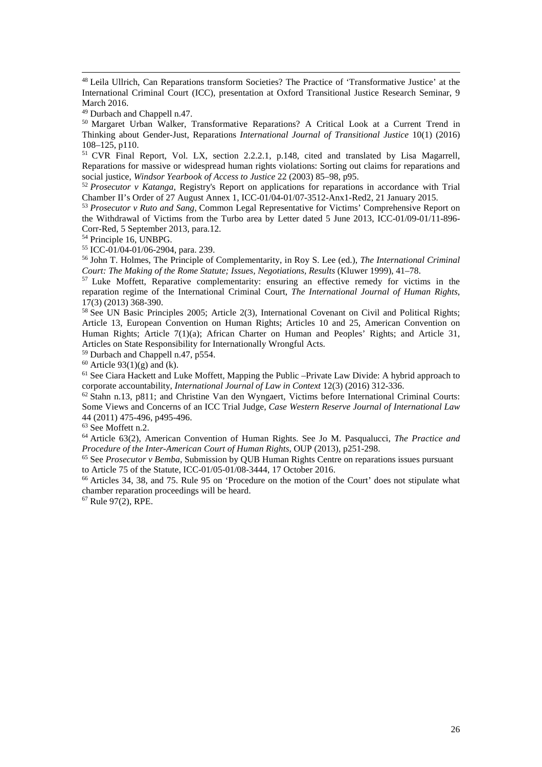[48] Leila Ullrich, Can Reparations transform Societies? The Practice of 'Transformative Justice' at the International Criminal Court (ICC), presentation at Oxford Transitional Justice Research Seminar, 9 March 2016.

[49] Durbach and Chappell n.47.

[50] Margaret Urban Walker, Transformative Reparations? A Critical Look at a Current Trend in Thinking about Gender-Just, Reparations *International Journal of Transitional Justice* 10(1) (2016) 108–125, p110.

[51] CVR Final Report, Vol. LX, section 2.2.2.1, p.148, cited and translated by Lisa Magarrell, Reparations for massive or widespread human rights violations: Sorting out claims for reparations and social justice, *Windsor Yearbook of Access to Justice* 22 (2003) 85–98, p95.

[52] *Prosecutor v Katanga*, Registry's Report on applications for reparations in accordance with Trial Chamber II's Order of 27 August Annex 1, ICC-01/04-01/07-3512-Anx1-Red2, 21 January 2015.

[53] *Prosecutor v Ruto and Sang*, Common Legal Representative for Victims' Comprehensive Report on the Withdrawal of Victims from the Turbo area by Letter dated 5 June 2013, ICC-01/09-01/11-896-Corr-Red, 5 September 2013, para.12.

[54] Principle 16, UNBPG.

[55] ICC-01/04-01/06-2904, para. 239.

[56] John T. Holmes, The Principle of Complementarity, in Roy S. Lee (ed.), *The International Criminal Court: The Making of the Rome Statute; Issues, Negotiations, Results* (Kluwer 1999), 41–78.

[57] Luke Moffett, Reparative complementarity: ensuring an effective remedy for victims in the reparation regime of the International Criminal Court, *The International Journal of Human Rights*, 17(3) (2013) 368-390.

[58] See UN Basic Principles 2005; Article 2(3), International Covenant on Civil and Political Rights; Article 13, European Convention on Human Rights; Articles 10 and 25, American Convention on Human Rights; Article 7(1)(a); African Charter on Human and Peoples' Rights; and Article 31, Articles on State Responsibility for Internationally Wrongful Acts.

[59] Durbach and Chappell n.47, p554.

[60] Article 93(1)(g) and (k).

[61] See Ciara Hackett and Luke Moffett, Mapping the Public –Private Law Divide: A hybrid approach to corporate accountability, *International Journal of Law in Context* 12(3) (2016) 312-336.

[62] Stahn n.13, p811; and Christine Van den Wyngaert, Victims before International Criminal Courts: Some Views and Concerns of an ICC Trial Judge, *Case Western Reserve Journal of International Law* 44 (2011) 475-496, p495-496.

[63] See Moffett n.2.

[64] Article 63(2), American Convention of Human Rights. See Jo M. Pasqualucci, *The Practice and Procedure of the Inter-American Court of Human Rights*, OUP (2013), p251-298.

[65] See *Prosecutor v Bemba,* Submission by QUB Human Rights Centre on reparations issues pursuant to Article 75 of the Statute, ICC-01/05-01/08-3444, 17 October 2016.

[66] Articles 34, 38, and 75. Rule 95 on 'Procedure on the motion of the Court' does not stipulate what chamber reparation proceedings will be heard.

[67] Rule 97(2), RPE.